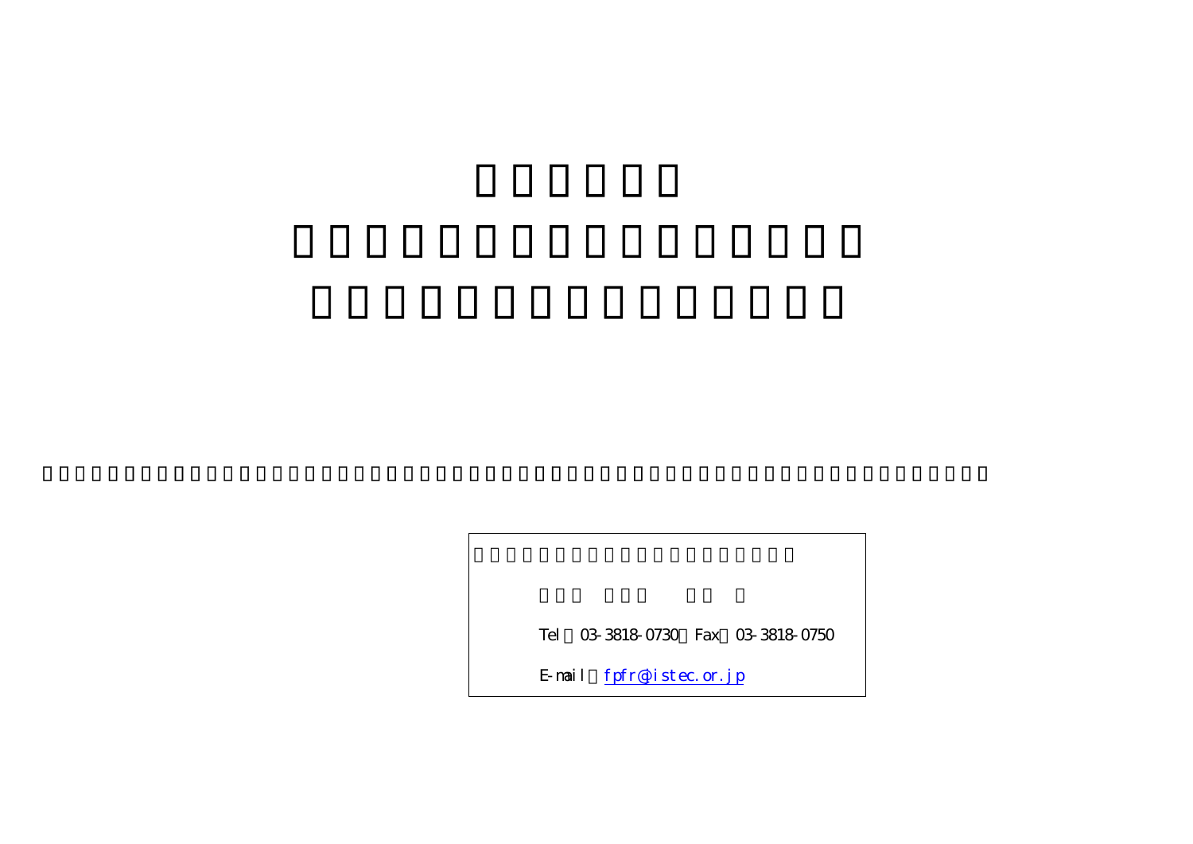Tel 03-3818-0730 Fax 03-3818-0750

E-mail fpfr@istec.or.jp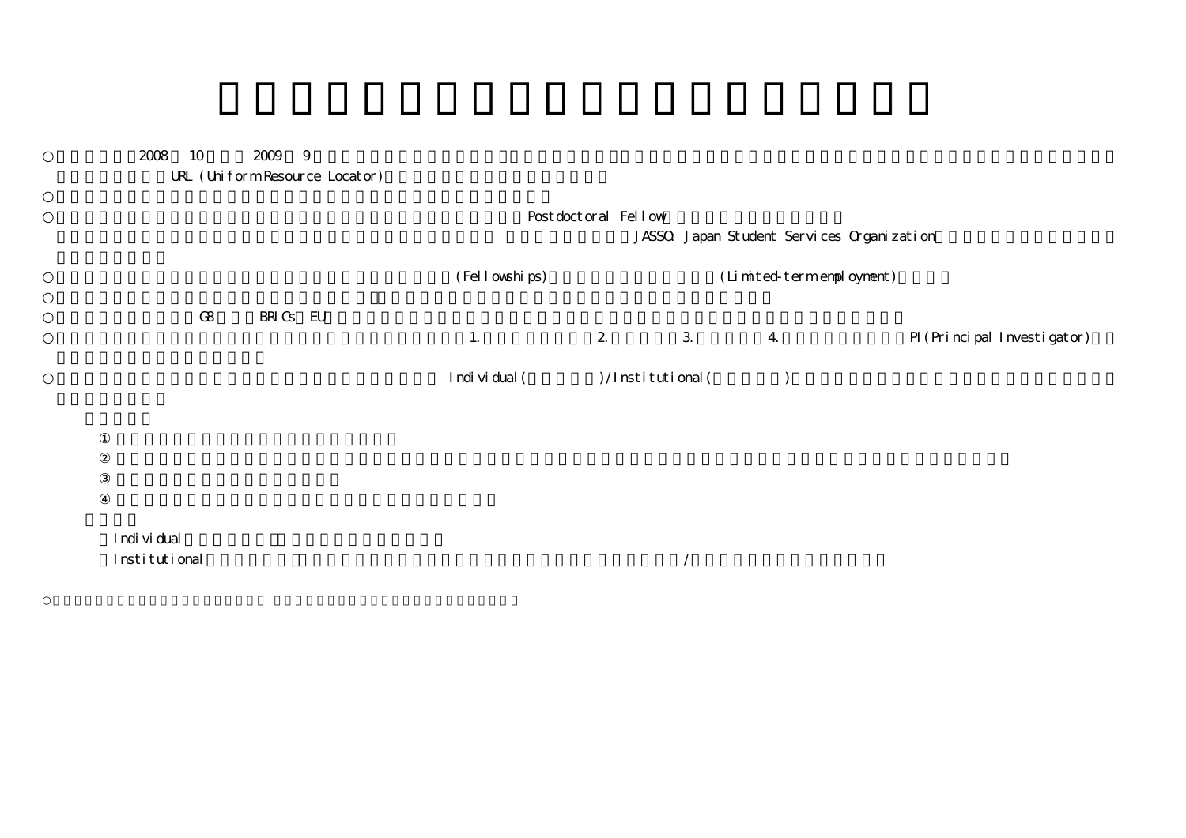○ 2008 10 2009 9 URL (Uniform Resource Locator)

○

○ Postdoctoral Fellow JASSO: Japan Student Services Organization

○ (Fellowships) (Limited-term employment)

○

○ G8 BRICs EU

○ 1. 2. 3. 4. PI (Principal Investigator)

○ Individual( )/Institutional( )

①

②

③

④

Individual

Institutional /

○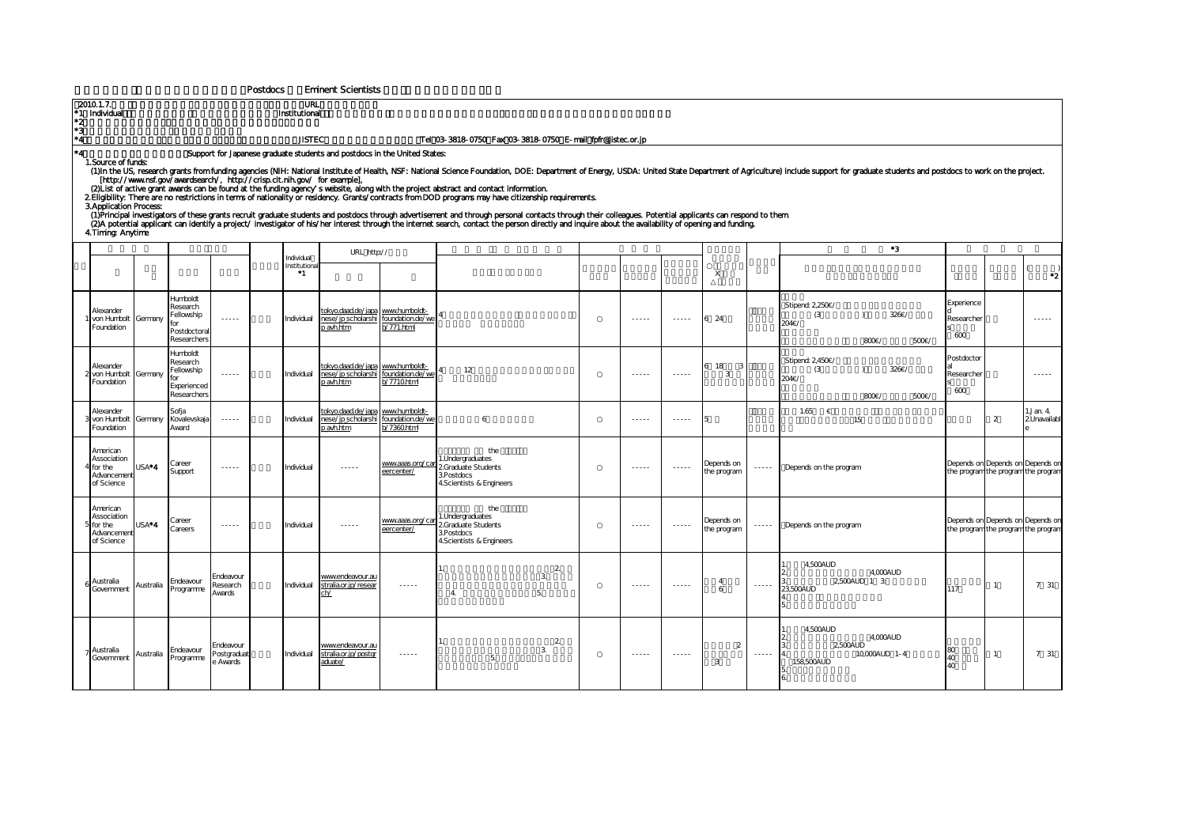Postdocs　Eminent Scientists

2010.1.7.　URL
*1 Individual　Institutional
*2
*3
*4　JISTEC　Tel 03-3818-0750 Fax 03-3818-0750 E-mail fpfr@jistec.or.jp

*4 Support for Japanese graduate students and postdocs in the United States:

1.Source of funds:
(1)In the US, research grants from funding agencies (NIH: National Institute of Health, NSF: National Science Foundation, DOE: Department of Energy, USDA: United State Department of Agriculture) include support for graduate students and postdocs to work on the project. [http://www.nsf.gov/awardsearch/, http://crisp.cit.nih.gov/ for example],
(2)List of active grant awards can be found at the funding agency's website, along with the project abstract and contact information.
2.Eligibility: There are no restrictions in terms of nationality or residency. Grants/contracts from DOD programs may have citizenship requirements.
3.Application Process:
(1)Principal investigators of these grants recruit graduate students and postdocs through advertisement and through personal contacts through their colleagues. Potential applicants can respond to them.
(2)A potential applicant can identify a project/ investigator of his/her interest through the internet search, contact the person directly and inquire about the availability of opening and funding.
4.Timing: Anytime

| | | | | | | Individual Institutional *1 | URL http:// | | | | | | | | *3 | | | |
|---|---|---|---|---|---|---|---|---|---|---|---|---|---|---|---|---|---|---|
| | | | | | | | | | | | | | ○ X △ | | | | | ( ) *2 |
| 1 | Alexander von Humbolt Foundation | Germany | Humboldt Research Fellowship for Postdoctoral Researchers | ----- | | Individual | tokyo.daad.de/japanese/jp scholarship avh.htm | www.humboldt-foundation.de/web/771.html | 4 | ○ | ----- | ----- | 6 24 | | Stipend: 2,250€/ (3 ) 326€/ 204€/ 800€/ 500€/ | Experienced Researchers 600 | | ----- |
| 2 | Alexander von Humbolt Foundation | Germany | Humboldt Research Fellowship for Experienced Researchers | ----- | | Individual | tokyo.daad.de/japanese/jp scholarship avh.htm | www.humboldt-foundation.de/web/7710.html | 4 12 | ○ | ----- | ----- | 6 18 3 3 | | Stipend: 2,450€/ (3 ) 326€/ 204€/ 800€/ 500€/ | Postdoctoral Researchers 600 | | ----- |
| 3 | Alexander von Humbolt Foundation | Germany | Sofja Kovalevskaja Award | ----- | | Individual | tokyo.daad.de/japanese/jp scholarship avh.htm | www.humboldt-foundation.de/web/7360.html | 6 | ○ | ----- | ----- | 5 | | 1.65 € 15 | | 2 | 1.Jan. 4. 2.Unavailable |
| 4 | American Association for the Advancement of Science | USA*4 | Career Support | ----- | | Individual | ----- | www.aaas.org/careercenter/ | the 1.Undergraduates 2.Graduate Students 3.Postdocs 4.Scientists & Engineers | ○ | ----- | ----- | Depends on the program | ----- | Depends on the program | Depends on the program | Depends on the program | Depends on the program |
| 5 | American Association for the Advancement of Science | USA*4 | Career Careers | ----- | | Individual | ----- | www.aaas.org/careercenter/ | the 1.Undergraduates 2.Graduate Students 3.Postdocs 4.Scientists & Engineers | ○ | ----- | ----- | Depends on the program | ----- | Depends on the program | Depends on the program | Depends on the program | Depends on the program |
| 6 | Australia Government | Australia | Endeavour Programme | Endeavour Research Awards | | Individual | www.endeavour.australia.org.jp/research/ | ----- | 1. 2. 3. 4. 5. | ○ | ----- | ----- | 4 6 | ----- | 1. 4,500AUD 2. 4,000AUD 3. 2,500AUD 1 3 23,500AUD 4. 5. | 117 | 1 | 7 31 |
| 7 | Australia Government | Australia | Endeavour Programme | Endeavour Postgraduate Awards | | Individual | www.endeavour.australia.org.jp/postgraduate/ | ----- | 1. 2. 3. 5. | ○ | ----- | ----- | 2 3 | ----- | 1. 4,500AUD 2. 4,000AUD 3. 2,500AUD 4. 10,000AUD 1-4 158,500AUD 5. 6. | 80 40 40 | 1 | 7 31 |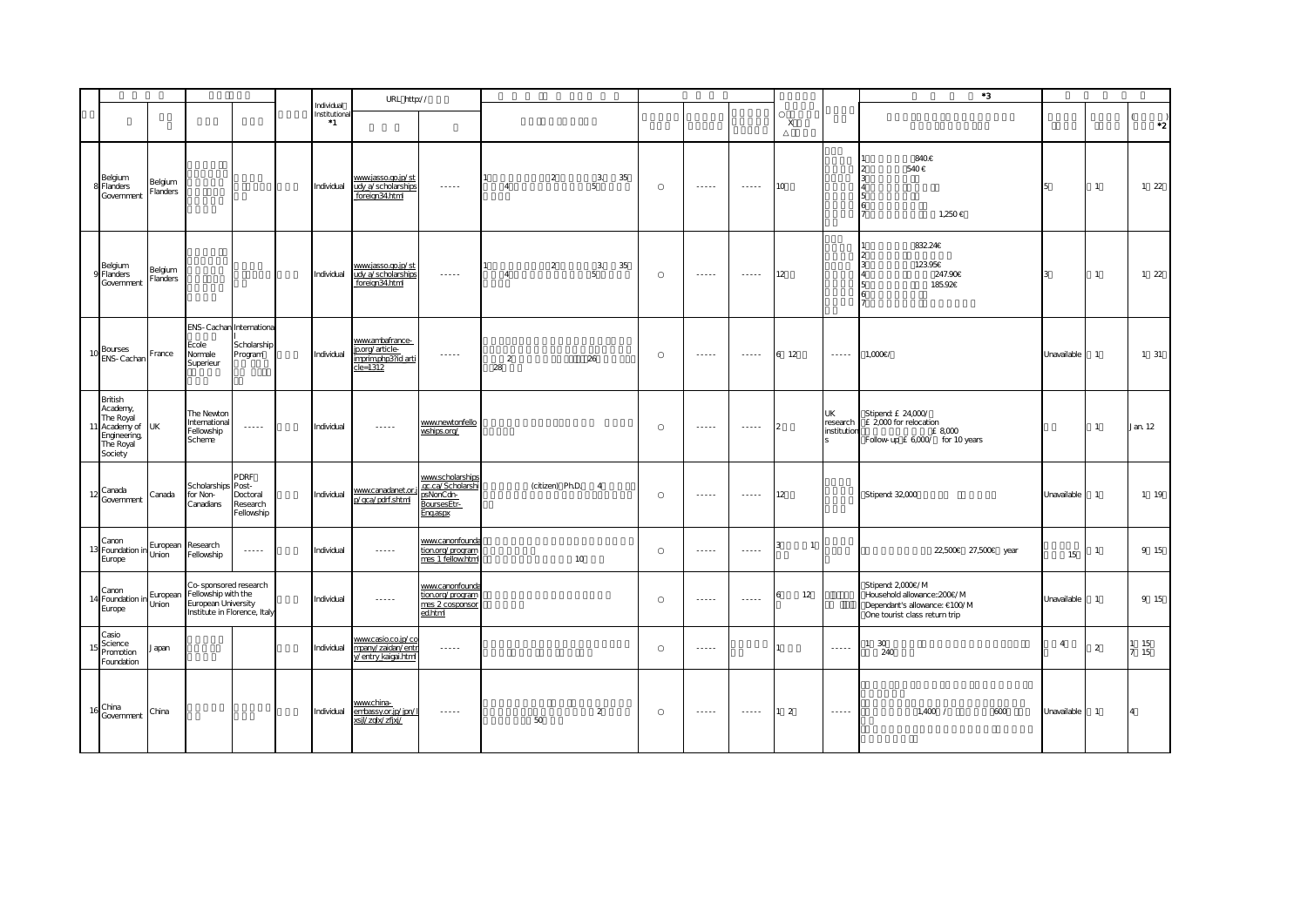| | | | | | | URL（http://） | | | | | | | | | *3 | | | |
|---|---|---|---|---|---|---|---|---|---|---|---|---|---|---|---|---|---|---|
| | | | | | Individual Institutional *1 | | | | | | | ○ X △ | | | | | | *2 |
| 8 | Belgium Flanders Government | Belgium Flanders | | | Individual | www.jasso.go.jp/study_a/scholarships_foreign34.html | ----- | 1 2 3 35 4 5 | ○ | ----- | ----- | 10 | | 1 840€ 2 540 € 3 4 5 6 7 1,250 € | 5 | 1 | 1 22 |
| 9 | Belgium Flanders Government | Belgium Flanders | | | Individual | www.jasso.go.jp/study_a/scholarships_foreign34.html | ----- | 1 2 3 35 4 5 | ○ | ----- | ----- | 12 | | 1 832.24€ 2 3 123.95€ 4 247.90€ 5 185.92€ 6 7 | 3 | 1 | 1 22 |
| 10 | Bourses ENS-Cachan | France | ENS-Cachan Ecole Normale Superieur | International Scholarship Program | Individual | www.ambafrance-jp.org/article-imprim.php3?id_article=1312 | ----- | 2 26 28 | ○ | ----- | ----- | 6 12 | ----- | 1,000€/ | Unavailable | 1 | 1 31 |
| 11 | British Academy, The Royal Academy of Engineering, The Royal Society | UK | The Newton International Fellowship Scheme | ----- | Individual | ----- | www.newtonfellowships.org/ | | ○ | ----- | ----- | 2 | UK research institutions | Stipend: £ 24,000/ £ 2,000 for relocation £ 8,000 Follow-up £ 6,000/ for 10 years | | 1 | Jan. 12 |
| 12 | Canada Government | Canada | Scholarships for Non-Canadians | PDRF Post-Doctoral Research Fellowship | Individual | www.canadanet.or.jp/cpa/pdrf.shtml | www.scholarships.gc.ca/ScholarshipsNonCdn-BoursesEtr-Eng.aspx | (citizen) Ph.D. 4 | ○ | ----- | ----- | 12 | | Stipend: 32,000 | Unavailable | 1 | 1 19 |
| 13 | Canon Foundation in Europe | European Union | Research Fellowship | ----- | Individual | ----- | www.canonfoundation.org/programmes_1_fellow.html | 10 | ○ | ----- | ----- | 3 1 | | 22,500€ 27,500€ year | 15 | 1 | 9 15 |
| 14 | Canon Foundation in Europe | European Union | Co-sponsored research Fellowship with the European University Institute in Florence, Italy | | Individual | ----- | www.canonfoundation.org/programmes_2_cosponsored.html | | ○ | ----- | ----- | 6 12 | | Stipend: 2,000€/M Household allowance: 200€/M Dependant's allowance: €100/M One tourist class return trip | Unavailable | 1 | 9 15 |
| 15 | Casio Science Promotion Foundation | Japan | | | Individual | www.casio.co.jp/company/zaidan/entry/entry_kaigai.html | ----- | | ○ | ----- | | 1 | ----- | 1 30 240 | 4 | 2 | 1 15 7 15 |
| 16 | China Government | China | | | Individual | www.china-embassy.or.jp/jpn/lxsjl/zqlx/zfjxj/ | ----- | 2 50 | ○ | ----- | ----- | 1 2 | ----- | 1,400 / 600 | Unavailable | 1 | 4 |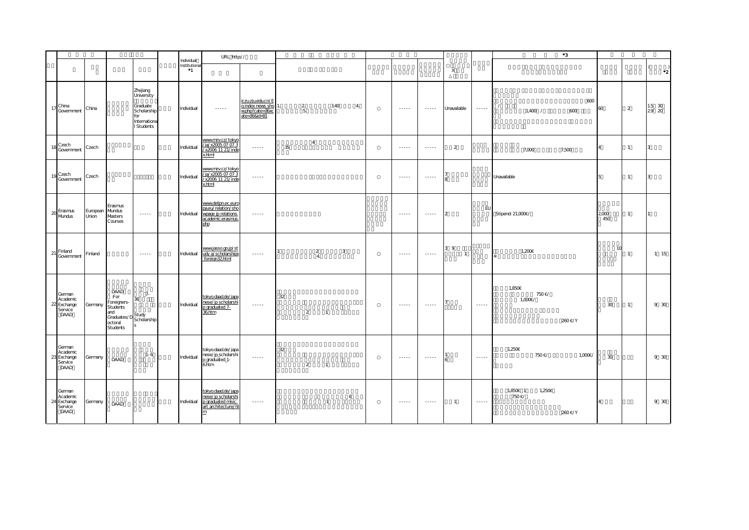| | | | | | | Individual Institutional *1 | URL（http:// | | | | | | | | *3 | | | |
|---|---|---|---|---|---|---|---|---|---|---|---|---|---|---|---|---|---|---|
| | | | | | | | | | | | | | ○ X △ | | | | | ( ) *2 |
| 17 | China Government | China | | Zhejiang University Graduate Scholarship for International Students | | Individual | ----- | jczu.zju.edu.cn/Eg.index news show.php?cate=36&id=91 | 1 2 340 4 5 | ○ | ----- | ----- | Unavailable | ----- | 600 / 1,400 / 600 | 60 | 2 | 1.5 30 2.9 20 |
| 18 | Czech Government | Czech | | | | Individual | www.mzv.cz/tokyo/ja/x2005 07 07 3/x2006 11 21/index.html | ----- | 4 35 | ○ | ----- | ----- | 2 | | 7,000 7,500 | 4 | 1 | 3 |
| 19 | Czech Government | Czech | | | | Individual | www.mzv.cz/tokyo/ja/x2005 07 07 3/x2006 11 21/index.html | ----- | | ○ | ----- | ----- | 7 8 | | Unavailable | 5 | 1 | 3 |
| 20 | Erasmus Mundus | European Union | Erasmus Mundus Masters Courses | ----- | | Individual | www.deljpn.ec.europa.eu/relation/showpage jp relations.academic.erasmus.php | ----- | | | ----- | ----- | 2 | EU | Stipend: 21,000€/ | 2,000 450 | 1 | 1 |
| 21 | Finland Government | Finland | | ----- | | Individual | www.jasso.go.jp/study a/scholarships foreign32.html | ----- | 1 2 3 4 | ○ | ----- | ----- | 3 9 1 | | 1,200€ ※ | 10 | 1 | 1 15 |
| 22 | German Academic Exchange Service DAAD | Germany | DAAD :For Foreigners-Students and Graduates/Doctoral Students | 7-36 : Study Scholarships | | Individual | tokyo.daad.de/japanese/jp scholarship graduated 7-36.htm | ----- | 32 2 1 | ○ | ----- | ----- | 7 | ----- | 1,850€ 750 €/ 1,000€/ 260 €/Y | 30 | 1 | 9 30 |
| 23 | German Academic Exchange Service DAAD | Germany | DAAD | 1-6 | | Individual | tokyo.daad.de/japanese/jp scholarship graduated 1-6.htm | ----- | 32 2 1 | ○ | ----- | ----- | 1 6 | ----- | 1,250€ 750 €/ 1,000€/ | 30 | | 9 30 |
| 24 | German Academic Exchange Service DAAD | Germany | DAAD | | | Individual | tokyo.daad.de/japanese/jp scholarship graduated misic art architecture/htm | ----- | 6 1 | ○ | ----- | ----- | 1 | ----- | 1,850€ 1 1,250€ 750 €/ 260 €/Y | 4 | | 9 30 |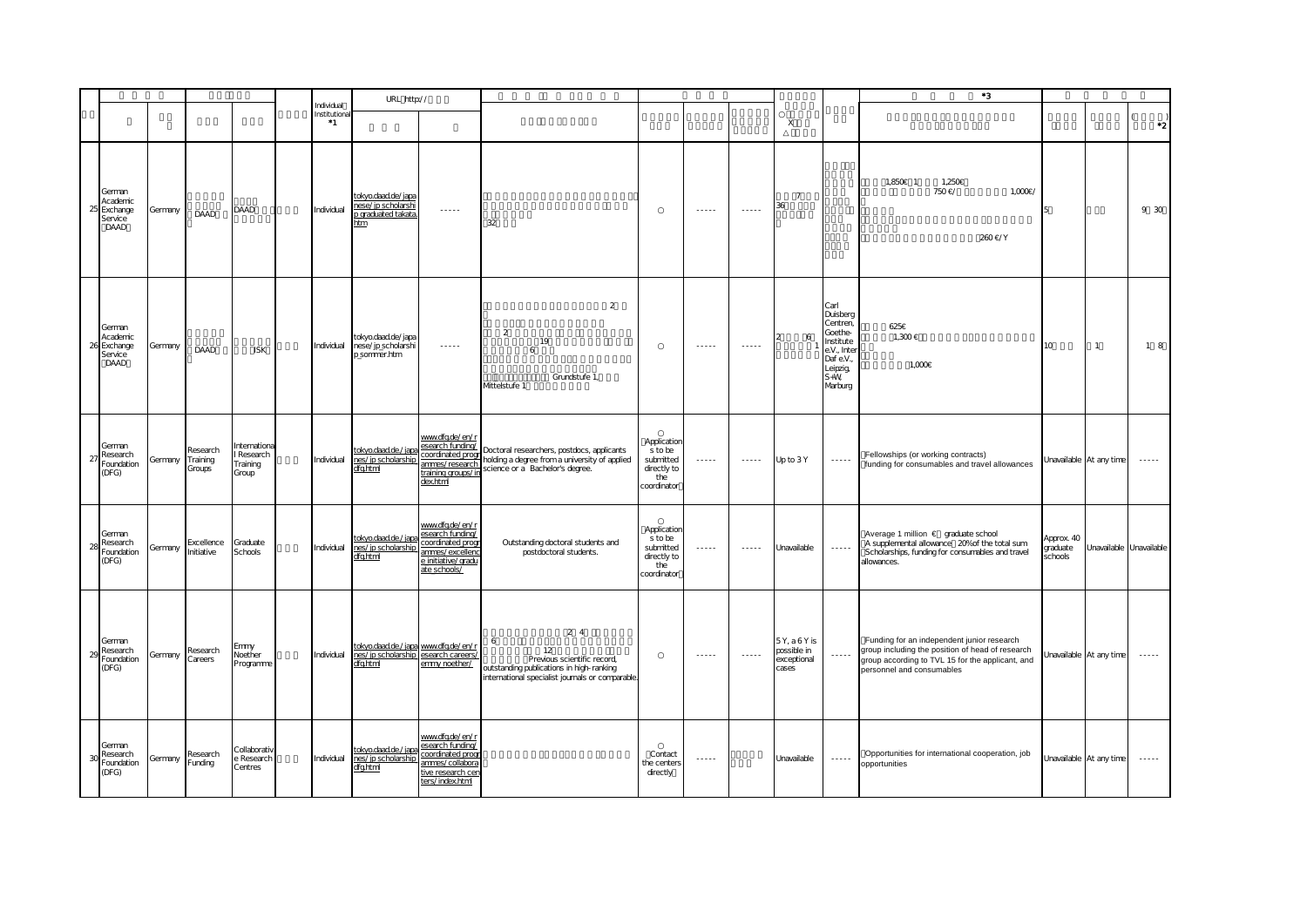| | | | | | Individual Institutional *1 | URL http:// | | | | | | | | *3 | | | |
|---|---|---|---|---|---|---|---|---|---|---|---|---|---|---|---|---|---|
| | | | | | | | | | | | | X | | | | | *2 |
| 25 | German Academic Exchange Service (DAAD) | Germany | DAAD | DAAD | Individual | tokyo.daad.de/japanese/jp_scholarship_graduated_takata.htm | ----- | 32 | ○ | ----- | ----- | 7 36 | | 1,850€ 1 1,250€ 750 €/ 1,000€/ 260 €/Y | 5 | | 9 30 |
| 26 | German Academic Exchange Service (DAAD) | Germany | DAAD | ISK | Individual | tokyo.daad.de/japanese/jp_scholarship_sommer.htm | ----- | 2 2 19 6 Grundstufe 1, Mittelstufe 1 | ○ | ----- | ----- | 2 6 1 | Carl Duisberg Centren, Goethe-Institute e.V., Inter Daf e.V., Leipzig, S+W, Marburg | 625€ 1,300 € 1,000€ | 10 | 1 | 1 8 |
| 27 | German Research Foundation (DFG) | Germany | Research Training Groups | International Research Training Group | Individual | tokyo.daad.de/japanes/jp_scholarship_dfg.html | www.dfg.de/en/research_funding/coordinated_programmes/research_training_groups/index.html | Doctoral researchers, postdocs, applicants holding a degree from a university of applied science or a Bachelor's degree. | ○ Applications to be submitted directly to the coordinator | ----- | ----- | Up to 3 Y | ----- | Fellowships (or working contracts) funding for consumables and travel allowances | Unavailable | At any time | ----- |
| 28 | German Research Foundation (DFG) | Germany | Excellence Initiative | Graduate Schools | Individual | tokyo.daad.de/japanes/jp_scholarship_dfg.html | www.dfg.de/en/research_funding/coordinated_programmes/excellence_initiative/graduate_schools/ | Outstanding doctoral students and postdoctoral students. | ○ Applications to be submitted directly to the coordinator | ----- | ----- | Unavailable | ----- | Average 1 million € graduate school A supplemental allowance 20% of the total sum Scholarships, funding for consumables and travel allowances. | Approx. 40 graduate schools | Unavailable | Unavailable |
| 29 | German Research Foundation (DFG) | Germany | Research Careers | Emmy Noether Programme | Individual | tokyo.daad.de/japanes/jp_scholarship_dfg.html | www.dfg.de/en/research_careers/emmy_noether/ | 2 4 6 12 Previous scientific record, outstanding publications in high-ranking international specialist journals or comparable. | ○ | ----- | ----- | 5 Y, a 6 Y is possible in exceptional cases | ----- | Funding for an independent junior research group including the position of head of research group according to TVL 15 for the applicant, and personnel and consumables | Unavailable | At any time | ----- |
| 30 | German Research Foundation (DFG) | Germany | Research Funding | Collaborative Research Centres | Individual | tokyo.daad.de/japanes/jp_scholarship_dfg.html | www.dfg.de/en/research_funding/coordinated_programmes/collaborative_research_centers/index.html | | ○ Contact the centers directly | ----- | | Unavailable | ----- | Opportunities for international cooperation, job opportunities | Unavailable | At any time | ----- |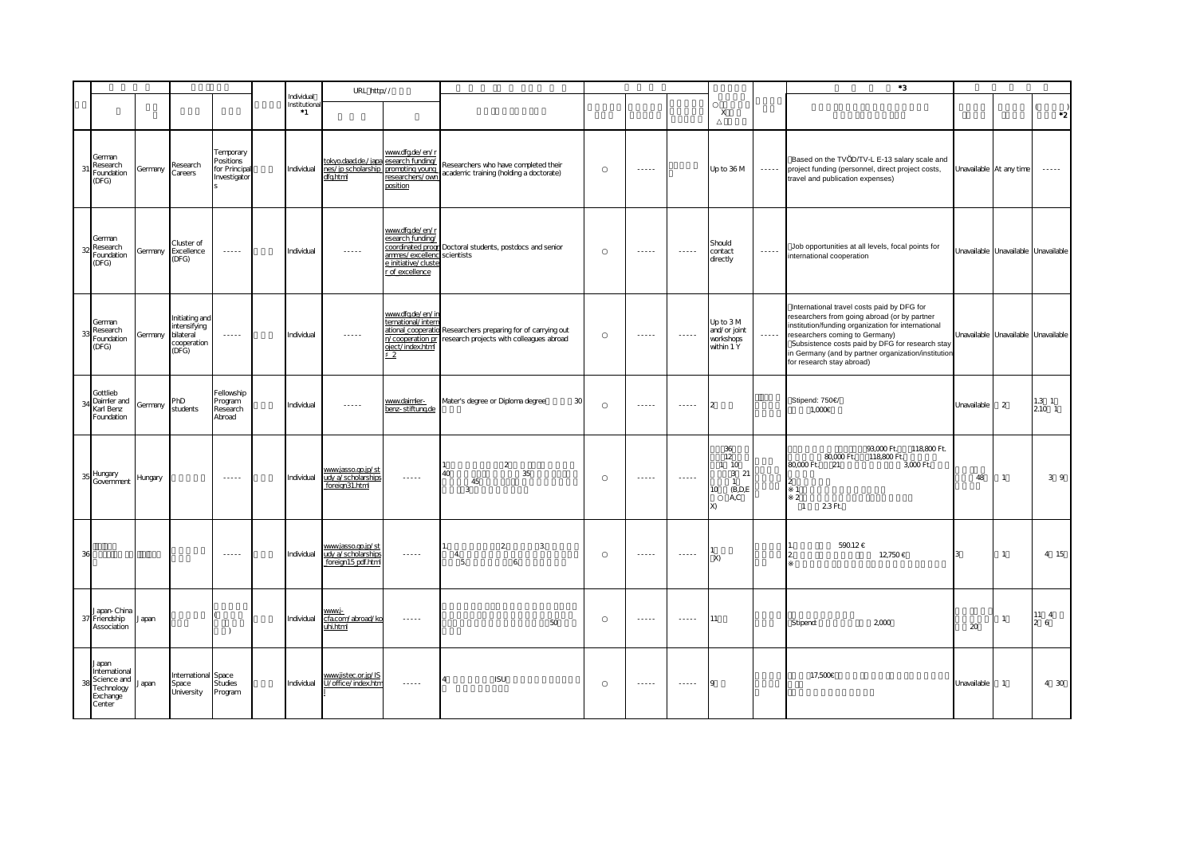| | | | | | | Individual Institutional *1 | URL http:// | | | | | | | | *3 | | | |
|---|---|---|---|---|---|---|---|---|---|---|---|---|---|---|---|---|---|---|
| | | | | | | | | | | | | | ○ X △ | | | | | ( ) *2 |
| 31 | German Research Foundation (DFG) | Germany | Research Careers | Temporary Positions for Principal Investigators | Individual | tokyo.daad.de/japanes/jp scholarship dfg.html | www.dfg.de/en/research funding/promoting young researchers/own position | Researchers who have completed their academic training (holding a doctorate) | ○ | ----- | | Up to 36 M | ----- | Based on the TVÖD/TV-L E-13 salary scale and project funding (personnel, direct project costs, travel and publication expenses) | Unavailable | At any time | ----- |
| 32 | German Research Foundation (DFG) | Germany | Cluster of Excellence (DFG) | ----- | Individual | ----- | www.dfg.de/en/research funding/coordinated programmes/excellence initiative/cluster of excellence | Doctoral students, postdocs and senior scientists | ○ | ----- | ----- | Should contact directly | ----- | Job opportunities at all levels, focal points for international cooperation | Unavailable | Unavailable | Unavailable |
| 33 | German Research Foundation (DFG) | Germany | Initiating and intensifying bilateral cooperation (DFG) | ----- | Individual | ----- | www.dfg.de/en/international/international cooperation/cooperation project/index.html#2 | Researchers preparing for of carrying out research projects with colleagues abroad | ○ | ----- | ----- | Up to 3 M and/or joint workshops within 1 Y | ----- | International travel costs paid by DFG for researchers from going abroad (or by partner institution/funding organization for international researchers coming to Germany) Subsistence costs paid by DFG for research stay in Germany (and by partner organization/institution for research stay abroad) | Unavailable | Unavailable | Unavailable |
| 34 | Gottlieb Daimler and Karl Benz Foundation | Germany | PhD students | Fellowship Program Research Abroad | Individual | ----- | www.daimler-benz-stiftung.de | Mater's degree or Diploma degree 30 | ○ | ----- | ----- | 2 | | Stipend: 750€/ 1,000€ | Unavailable | 2 | 1.3 1 2.10 1 |
| 35 | Hungary Government | Hungary | | ----- | Individual | www.jasso.go.jp/study a/scholarships foreign31.html | ----- | 1 2 40 35 45 3 | ○ | ----- | ----- | 36 12 1 10 3 21 1 10 (B,D,E ○ A,C X) | | 93,000 Ft. 118,800 Ft. 80,000 Ft. 118,800 Ft. 80,000 Ft. 21 3,000 Ft. 2 ※1 ※2 1 2.3 Ft. | 48 | 1 | 3 9 |
| 36 | | | | ----- | Individual | www.jasso.go.jp/study a/scholarships foreign15 pdf.html | ----- | 1 2 3 4 5 6 | ○ | ----- | ----- | 1 (X) | | 1 590.12 € 2 12,750 € ※ | 3 | 1 | 4 15 |
| 37 | Japan-China Friendship Association | Japan | | ( ) | Individual | www.j-cfa.com/abroad/kouhi.html | ----- | 50 | ○ | ----- | ----- | 11 | | Stipend: 2,000 | 20 | 1 | 11 4 2 6 |
| 38 | Japan International Science and Technology Exchange Center | Japan | International Space University | Space Studies Program | Individual | www.jistec.or.jp/ISU/office/index.html | ----- | 4 ISU | ○ | ----- | ----- | 9 | | 17,500€ | Unavailable | 1 | 4 30 |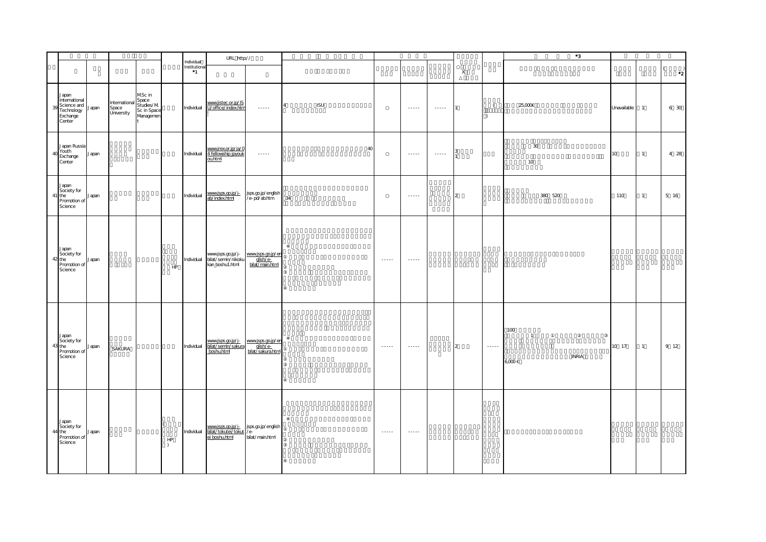| | | | | | | Individual / Institutional *1 | URL http:// | | | | | | | | *3 | | | |
|---|---|---|---|---|---|---|---|---|---|---|---|---|---|---|---|---|---|---|
| | | | | | | | | | | | | | ○ X △ | | | | | ( ) *2 |
| 39 | Japan International Science and Technology Exchange Center | Japan | International Space University | M.Sc in Space Studies/M. Sc in Space Management | | Individual | www.jistec.or.jp/ISU/office/index.html | ----- | 4 ISU | ○ | ----- | ----- | 1 | ( ) | 25,000€ | Unavailable | 1 | 6 30 |
| 40 | Japan Russia Youth Exchange Center | Japan | | | | Individual | www.jrex.or.jp/ja/04 fellowship jpyoukou.html | ----- | 40 | ○ | ----- | ----- | 3 1 | | 30 10 | 10 | 1 | 4 28 |
| 41 | Japan Society for the Promotion of Science | Japan | | | | Individual | www.jsps.go.jp/j-ab/index.html | jsps.go.jp/english/e-pd/ab.htm | 34 | ○ | ----- | | 2 | | 380 520 | 110 | 1 | 5 16 |
| 42 | Japan Society for the Promotion of Science | Japan | | | HP | Individual | www.jsps.go.jp/j-bilat/semin/nikokukan_boshu1.html | www.jsps.go.jp/english/e-bilat/main.html | ※ ① ② ③ ④ | ----- | ----- | | | | | | | |
| 43 | Japan Society for the Promotion of Science | Japan | SAKURA | | | Individual | www.jsps.go.jp/j-bilat/semin/sakura_boshu.html | www.jsps.go.jp/english/e-bilat/sakura.html | ※ ① ② ③ ④ | ----- | ----- | | 2 | ----- | 100 1 ① ② ③ INRIA 6,000€ | 10 17 | 1 | 9 12 |
| 44 | Japan Society for the Promotion of Science | Japan | | | ( HP ) | Individual | www.jsps.go.jp/j-bilat/tokutei/tokutei_boshu.html | jsps.go.jp/english/e-bilat/main.html | ※ ① ② ③ ④ | ----- | ----- | | | | | | | |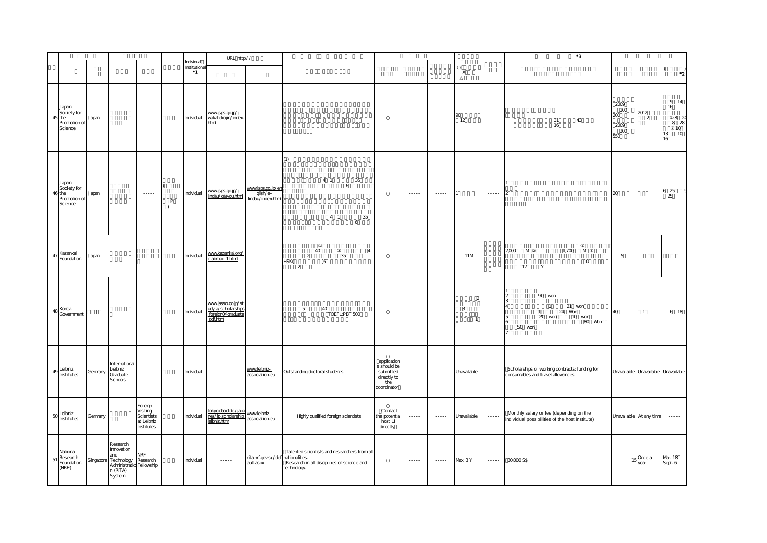| | | | | | | Individual Institutional *1 | URL（http://） | | | | | | | | | *3 | | | |
|---|---|---|---|---|---|---|---|---|---|---|---|---|---|---|---|---|---|---|---|
| | | | | | | | | | | | | | ○ X △ | | | | | | ( ) *2 |
| 45 | Japan Society for the Promotion of Science | Japan | | ----- | | Individual | www.jsps.go.jp/j-wakatekojin/index.html | ----- | | ○ | ----- | ----- | 90 12 | ----- | 31 43 16 | 2009 100 200 2009 300 550 | 2012 2 | 9 14 16 ①8 24 8 28 ②10 13 10 16 |
| 46 | Japan Society for the Promotion of Science | Japan | | ----- | ( HP ) | Individual | www.jsps.go.jp/j-lindau/gaiyou.html | www.jsps.go.jp/english/e-lindau/index.html | (1) 4 1 35 6 4 1 35 6 | ○ | ----- | ----- | 1 | ----- | 1 2 | 20 | | 6 25 9 25 |
| 47 | Kazankai Foundation | Japan | | | | Individual | www.kazankai.org/c_abroad_1.html | ----- | ① 40 ② 4 2 35 HSK( )6 2 | ○ | ----- | ----- | 11M | | 2,000 M ② ① 1,700 M ③ 10 12 Y | 5 | | |
| 48 | Korea Government | | | ----- | | Individual | www.jasso.go.jp/study_a/scholarships_foreign04graduate.pdf.html | ----- | 5 40 TOEFL:PBT 500 | ○ | ----- | ----- | 2 3 1 | ----- | 1 2 90 won 3 4 1 21 won 1 24 Won 5 20 won 10 won 6 80 Won 50 won 7 | 40 | 1 | 6 18 |
| 49 | Leibniz Institutes | Germany | International Leibniz Graduate Schools | ----- | | Individual | ----- | www.leibniz-association.eu | Outstanding doctoral students. | ○ application s should be submitted directly to the coordinator | ----- | ----- | Unavailable | ----- | Scholarships or working contracts; funding for consumables and travel allowances. | Unavailable | Unavailable | Unavailable |
| 50 | Leibniz Institutes | Germany | | Foreign Visiting Scientists at Leibniz Institutes | | Individual | tokyo.daad.de/japanes/jp_scholarship_leibniz.html | www.leibniz-association.eu | Highly qualified foreign scientists | ○ Contact the potential host LI directly | ----- | ----- | Unavailable | ----- | Monthly salary or fee (depending on the individual possibilities of the host institute) | Unavailable | At any time | ----- |
| 51 | National Research Foundation (NRF) | Singapore | Research Innovation and Technology Administration (RITA) System | NRF Research Fellowship | | Individual | ----- | rita.nrf.gov.sg/default.aspx | Talented scientists and researchers from all nationalities. Research in all disciplines of science and technology. | ○ | ----- | ----- | Max. 3 Y | ----- | 30,000 S$ | 15 | Once a year | Mar. 18 Sept. 6 |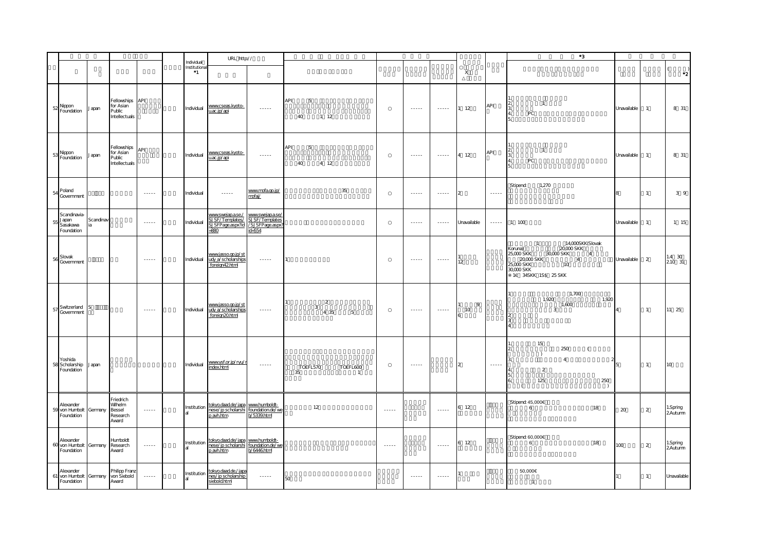| | | | | | | Individual Institutional *1 | URL http:// | | | | | | | | *3 | | | |
|---|---|---|---|---|---|---|---|---|---|---|---|---|---|---|---|---|---|---|
| | | | | | | | | | | | | | ○ X △ | | | | | ( ) *2 |
| 52 | Nippon Foundation | Japan | Fellowships for Asian Public Intellectuals | API | | Individual | www.cseas.kyoto-u.ac.jp/api | ----- | API 5 40 1 12 | ○ | ----- | ----- | 1 12 | API | 1. 2. 1 3. 4. PC 5. | Unavailable | 1 | 8 31 |
| 53 | Nippon Foundation | Japan | Fellowships for Asian Public Intellectuals | API | | Individual | www.cseas.kyoto-u.ac.jp/api | ----- | API 5 40 4 12 | ○ | ----- | ----- | 4 12 | API | 1. 2. 1 3. 4. PC 5. | Unavailable | 1 | 8 31 |
| 54 | Poland Government | | | ----- | | Individual | ----- | www.mofa.go.jp/mofaj/ | 35 | ○ | ----- | ----- | 2 | ----- | Stipend: 1,270 | 8 | 1 | 3 9 |
| 55 | Scandinavia-Japan Sasakawa Foundation | Scandinavia | | ----- | | Individual | www.swejap.a.se/SJSF/Templates/SJSFPage.aspx?id=880 | www.swejap.a.se/SJSF/Templates/SJSFPage.aspx?id=654 | | ○ | ----- | ----- | Unavailable | ----- | 1 100 | Unavailable | 1 | 1 15 |
| 56 | Slovak Government | | | ----- | | Individual | www.jasso.go.jp/study_a/scholarships_foreign42.html | ----- | 1 | ○ | ----- | ----- | 1 12 | | 1 14,000SKK(Slovak Koruna) 20,000 SKK 25,000 SKK 30,000 SKK 4 20,000 SKK 4 25,000 SKK 10 30,000 SKK ※1€ 34SKK 1S$ 25 SKK | Unavailable | 2 | 1.4 30 2.10 31 |
| 57 | Switzerland Government | S | | ----- | | Individual | www.jasso.go.jp/study_a/scholarships_foreign20.html | ----- | 1 2 3 4 35 5 | ○ | ----- | ----- | 1 9 10 6 | | 1 1,700 1,920 1,920 1,600 3 2 3 4 | 4 | 1 | 11 25 |
| 58 | Yoshida Scholarship Foundation | Japan | | | | Individual | www.ysf.or.jp/ryu/index.html | ----- | TOEFL570 TOEFL600 35 1 | ○ | ----- | | 2 | ----- | 1 15 2 250 ( ) 3 4 2 4 2 5 6 125 250 ( ) | 5 | 1 | 10 |
| 59 | Alexander von Humbolt Foundation | Germany | Friedrich Wilhelm Bessel Research Award | ----- | | Institutional | tokyo.daad.de/japanese/jp_scholarship_avh.htm | www.humboldt-foundation.de/web/5339.html | 12 | ----- | | ----- | 6 12 | | Stipend: 45,000€ 6 18 | 20 | 2 | 1.Spring 2.Autumn |
| 60 | Alexander von Humbolt Foundation | Germany | Humboldt Research Award | ----- | | Institutional | tokyo.daad.de/japanese/jp_scholarship_avh.htm | www.humboldt-foundation.de/web/6446.html | | ----- | | ----- | 6 12 | | Stipend: 60,000€ 6 18 | 100 | 2 | 1.Spring 2.Autumn |
| 61 | Alexander von Humbolt Foundation | Germany | Philipp Franz von Siebold Award | ----- | | Institutional | tokyo.daad.de/japanese/jp_scholarship_siebold.html | ----- | 50 | | ----- | ----- | 1 | | 50,000€ 1 | 1 | 1 | Unavailable |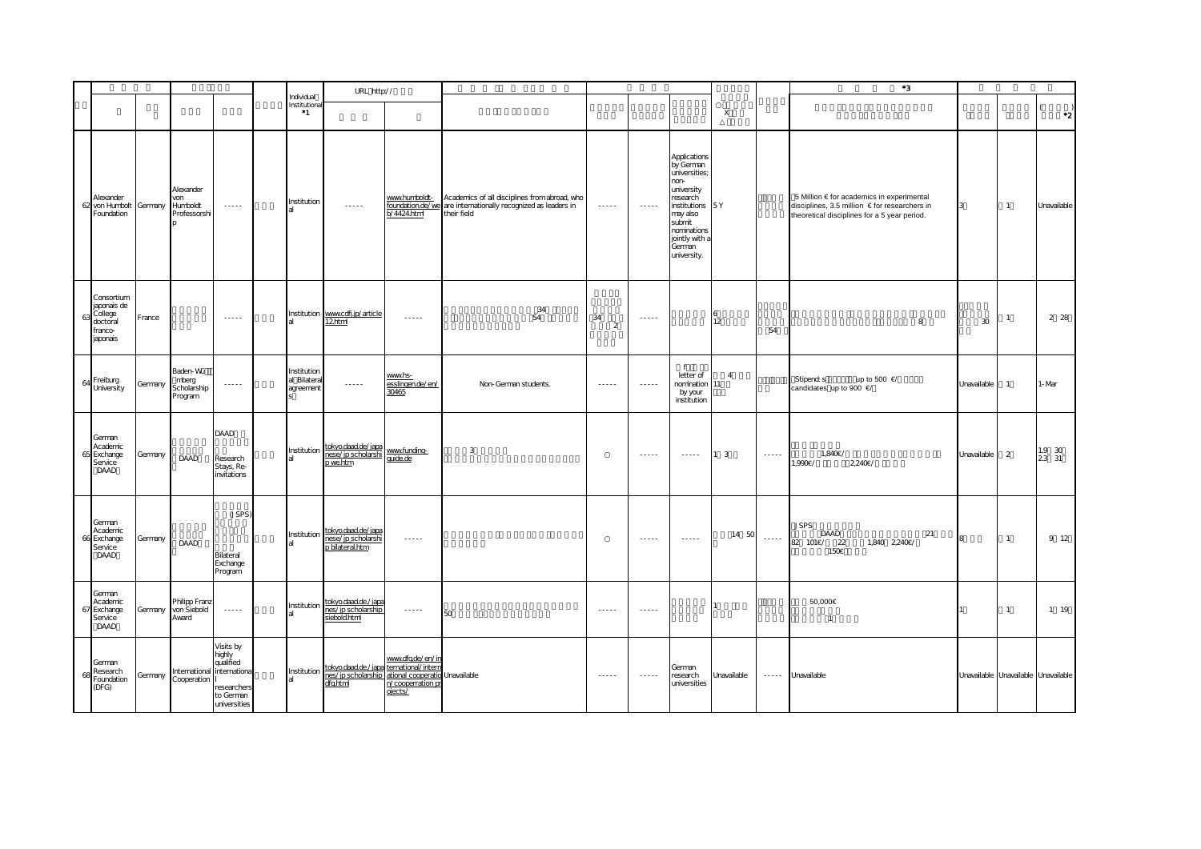| | | | | | | Individual Institutional *1 | URL http:// | | | | | | | | *3 | | | |
|---|---|---|---|---|---|---|---|---|---|---|---|---|---|---|---|---|---|---|
| | | | | | | | | | | | | | ○ X △ | | | | | ( ) *2 |
| 62 | Alexander von Humbolt Foundation | Germany | Alexander von Humboldt Professorship | ----- | | Institutional | ----- | www.humboldt-foundation.de/web/4424.html | Academics of all disciplines from abroad, who are internationally recognized as leaders in their field | ----- | ----- | Applications by German universities; non-university research institutions may also submit nominations jointly with a German university. | 5 Y | | 5 Million € for academics in experimental disciplines, 3.5 million € for researchers in theoretical disciplines for a 5 year period. | 3 | 1 | Unavailable |
| 63 | Consortium japonais de College doctoral franco-japonais | France | | ----- | | Institutional | www.cdfj.jp/article12.html | ----- | 34 54 | 34 2 | ----- | | 6 12 | 54 | 8 | 30 | 1 | 2 28 |
| 64 | Freiburg University | Germany | Baden-Württemberg Scholarship Program | ----- | | Institutional Bilateral agreements | ----- | www.hs-esslingen.de/en/30465 | Non-German students. | ----- | ----- | letter of nomination by your institution | 4 11 | | Stipend: up to 500 €/ candidates up to 900 €/ | Unavailable | 1 | 1-Mar |
| 65 | German Academic Exchange Service DAAD | Germany | DAAD | DAAD Research Stays, Re-invitations | | Institutional | tokyo.daad.de/japanese/jp scholarship we.htm | www.funding-guide.de | 3 | ○ | ----- | ----- | 1 3 | ----- | 1,840€/ 1,990€/ 2,240€/ | Unavailable | 2 | 1.9 30 2.3 31 |
| 66 | German Academic Exchange Service DAAD | Germany | DAAD | (JSPS) Bilateral Exchange Program | | Institutional | tokyo.daad.de/japanese/jp scholarship bilateral.htm | ----- | | ○ | ----- | ----- | 14 50 | ----- | JSPS DAAD 21 82 101€/ 22 1,840 2,240€/ 150€ | 8 | 1 | 9 12 |
| 67 | German Academic Exchange Service DAAD | Germany | Philipp Franz von Siebold Award | ----- | | Institutional | tokyo.daad.de/japanese/jp scholarship siebold.html | ----- | 50 | ----- | ----- | | 1 | | 50,000€ 1 | 1 | 1 | 1 19 |
| 68 | German Research Foundation (DFG) | Germany | International Cooperation | Visits by highly qualified international researchers to German universities | | Institutional | tokyo.daad.de/japanese/jp scholarship dfg.html | www.dfg.de/en/international/international cooperation projects/ | Unavailable | ----- | ----- | German research universities | Unavailable | ----- | Unavailable | Unavailable | Unavailable | Unavailable |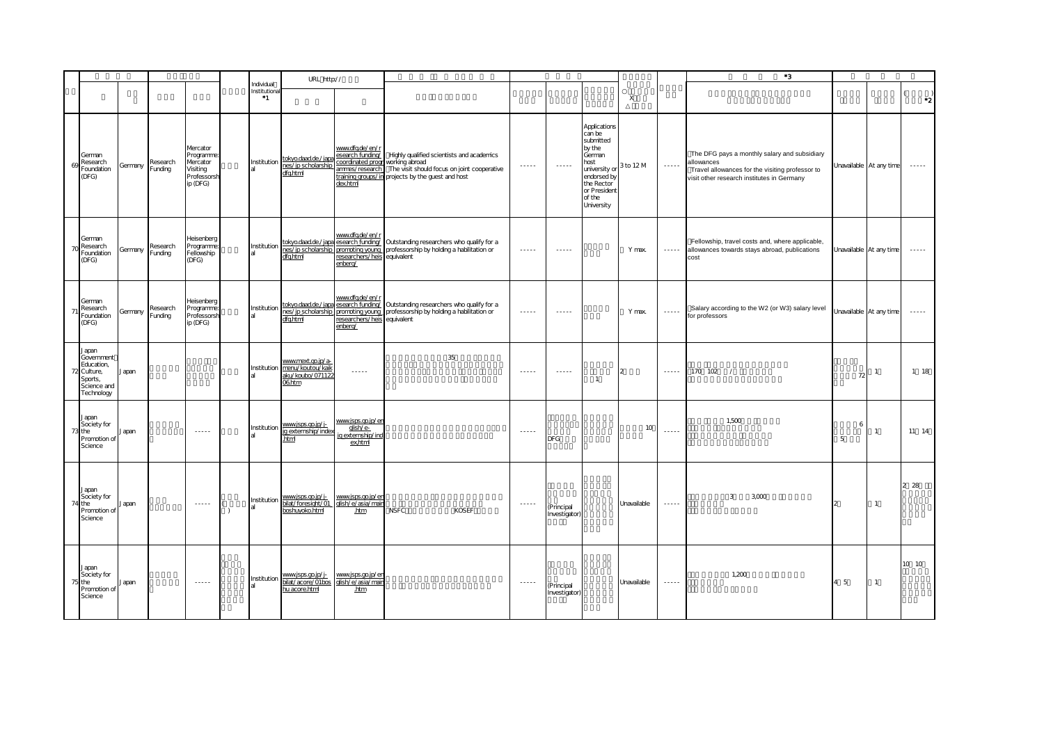| | | | | | | Individual／Institutional *1 | URL（http:// | | | | | | ○ X △ | | *3 | | | ( ) *2 |
|---|---|---|---|---|---|---|---|---|---|---|---|---|---|---|---|---|---|---|
| 69 | German Research Foundation (DFG) | Germany | Research Funding | Mercator Programme: Mercator Visiting Professorship (DFG) | | Institutional | tokyo.daad.de/japanes/jp scholarship dfg.html | www.dfg.de/en/research funding/coordinated programmes/research training groups/index.html | Highly qualified scientists and academics working abroad The visit should focus on joint cooperative projects by the guest and host | ----- | ----- | Applications can be submitted by the German host university or endorsed by the Rector or President of the University | 3 to 12 M | ----- | The DFG pays a monthly salary and subsidiary allowances Travel allowances for the visiting professor to visit other research institutes in Germany | Unavailable | At any time | ----- |
| 70 | German Research Foundation (DFG) | Germany | Research Funding | Heisenberg Programme: Fellowship (DFG) | | Institutional | tokyo.daad.de/japanes/jp scholarship dfg.html | www.dfg.de/en/research funding/promoting young researchers/heisenberg/ | Outstanding researchers who qualify for a professorship by holding a habilitation or equivalent | ----- | ----- | | Y max. | ----- | Fellowship, travel costs and, where applicable, allowances towards stays abroad, publications cost | Unavailable | At any time | ----- |
| 71 | German Research Foundation (DFG) | Germany | Research Funding | Heisenberg Programme: Professorship (DFG) | | Institutional | tokyo.daad.de/japanes/jp scholarship dfg.html | www.dfg.de/en/research funding/promoting young researchers/heisenberg/ | Outstanding researchers who qualify for a professorship by holding a habilitation or equivalent | ----- | ----- | | Y max. | ----- | Salary according to the W2 (or W3) salary level for professors | Unavailable | At any time | ----- |
| 72 | Japan Government Education, Culture, Sports, Science and Technology | Japan | | | | Institutional | www.mext.go.jp/a-menu/koutou/kaikaku/koubo/07112206.htm | ----- | 35 | ----- | ----- | 1 | 2 | ----- | 170 102 / | 72 | 1 | 1 18 |
| 73 | Japan Society for the Promotion of Science | Japan | | ----- | | Institutional | www.jsps.go.jp/j-jg externship/index.html | www.jsps.go.jp/english/e-jg externship/index.html | | ----- | DFG | | 10 | ----- | 1,500 | 6 5 | 1 | 11 14 |
| 74 | Japan Society for the Promotion of Science | Japan | | ----- | ( ) | Institutional | www.jsps.go.jp/j-bilat/foresight/01 boshuyoko.html | www.jsps.go.jp/english/e/asia/main.htm | NSFC KOSEF | ----- | (Principal Investigator) | | Unavailable | ----- | 3 3,000 | 2 | 1 | 2 28 |
| 75 | Japan Society for the Promotion of Science | Japan | | ----- | | Institutional | www.jsps.go.jp/j-bilat/acore/01boshu acore.html | www.jsps.go.jp/english/e/asia/main.htm | | ----- | (Principal Investigator) | | Unavailable | ----- | 1,200 | 4 5 | 1 | 10 10 |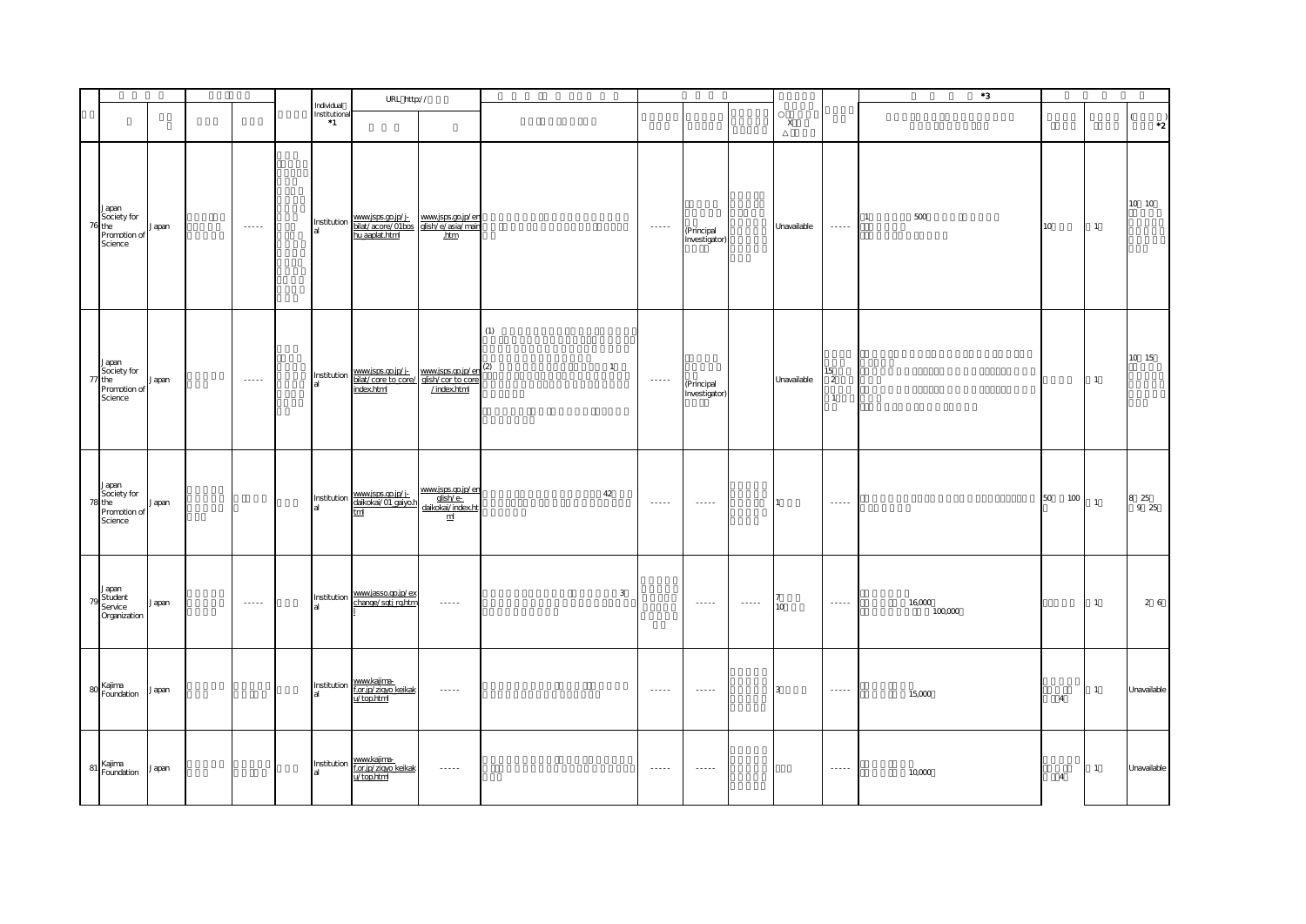| | | | | | | Individual/ Institutional *1 | URL（http://） | | | | | | | | *3 | | | |
|---|---|---|---|---|---|---|---|---|---|---|---|---|---|---|---|---|---|---|
| | | | | | | | | | | | | | ○ X △ | | | | | ( ) *2 |
| 76 | Japan Society for the Promotion of Science | Japan | | ----- | | Institutional | www.jsps.go.jp/j-bilat/acore/01bos hu aaplat.html | www.jsps.go.jp/english/e/asia/main.htm | | ----- | (Principal Investigator) | | Unavailable | ----- | 1 500 | 10 | 1 | 10 10 |
| 77 | Japan Society for the Promotion of Science | Japan | | ----- | | Institutional | www.jsps.go.jp/j-bilat/core to core/index.html | www.jsps.go.jp/english/cor to core/index.html | (1) (2) 1 | ----- | (Principal Investigator) | | Unavailable | 15 2 1 | | | 1 | 10 15 |
| 78 | Japan Society for the Promotion of Science | Japan | | | | Institutional | www.jsps.go.jp/j-daikokai/01 gaiyo.html | www.jsps.go.jp/english/e-daikokai/index.html | 42 | ----- | ----- | | 1 | ----- | | 50 100 | 1 | 8 25 9 25 |
| 79 | Japan Student Service Organization | Japan | | ----- | | Institutional | www.jasso.go.jp/exchange/sgtj ro.html | ----- | 3 | | ----- | ----- | 7 10 | ----- | 16,000 100,000 | | 1 | 2 6 |
| 80 | Kajima Foundation | Japan | | | | Institutional | www.kajima-f.or.jp/zigyo keikaku/top.html | ----- | | ----- | ----- | | 3 | ----- | 15,000 | 4 | 1 | Unavailable |
| 81 | Kajima Foundation | Japan | | | | Institutional | www.kajima-f.or.jp/zigyo keikaku/top.html | ----- | | ----- | ----- | | | ----- | 10,000 | 4 | 1 | Unavailable |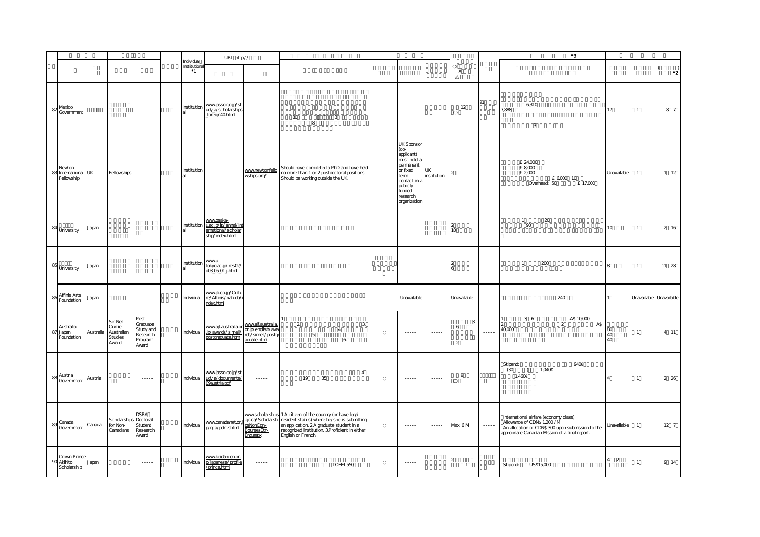| | | | | | | | URL（http:// | | | | | | | | *3 | | | |
|---|---|---|---|---|---|---|---|---|---|---|---|---|---|---|---|---|---|---|
| | | | | | | Individual Institutional *1 | | | | | | | ○ X △ | | | | | ( *2 |
| 82 | Mexico Government | | | ----- | | Institutional | www.jasso.go.jp/study_a/scholarships_foreign40.html | ----- | 80 8 3 | ----- | ----- | | 12 ○ | 91 | 6,310 7,888 3 | 17 | 1 | 8 7 |
| 83 | Newton International Fellowship | UK | Fellowships | ----- | | Institutional | ----- | www.newtonfellowships.org/ | Should have completed a PhD and have held no more than 1 or 2 postdoctoral positions. Should be working outside the UK. | ----- | UK Sponsor (co-applicant) must hold a permanent or fixed term contact in a publicly-funded research organization | UK institution | 2 | ----- | £24,000 £8,000 £2,000 £6,000 10 Overhead 50 £17,000 | Unavailable | 1 | 1 12 |
| 84 | University | Japan | | | | Institutional | www.osaka-u.ac.jp/jp/annai/international/scholarship/index.html | ----- | | ----- | ----- | | 2 10 | ----- | 1 20 90 | 10 | 1 | 2 16 |
| 85 | University | Japan | | | | Institutional | www.u-tokyo.ac.jp/res02/d03_05_01_j.html | ----- | | | ----- | ----- | 2 6 | ----- | 1 200 | 8 | 1 | 11 28 |
| 86 | Affinis Arts Foundation | Japan | | ----- | | Individual | www.jti.co.jp/Culture/Affinis/katudo/index.html | ----- | | Unavailable | | | Unavailable | ----- | 240 | 1 | Unavailable | Unavailable |
| 87 | Australia-Japan Foundation | Australia | Sir Neil Currie Australian Studies Award | Post-Graduate Study and Research Program Award | | Individual | www.ajf.australia.or.jp/awards/simeil/postgraduate.html | www.ajf.australia.or.jp/english/awards/simeil/postgraduate.html | 1. 2 3 4 5 6 | ○ | ----- | ----- | 3 6 2 | ----- | 1 3 6 A$ 10,000 2 2 A$ 40,000 | 80 40 40 | 1 | 4 11 |
| 88 | Austria Government | Austria | | ----- | | Individual | www.jasso.go.jp/study_a/documents/09austria.pdf | ----- | 4 19 35 | ○ | ----- | ----- | 9 ○ | | Stipend: 940€ (30 ) 1,040€ 1,460€ | 4 | 1 | 2 26 |
| 89 | Canada Government | Canada | Scholarships for Non-Canadians | DSRA Doctoral Student Research Award | | Individual | www.canadanet.or.jp/cga/pdrf.shtml | www.scholarships.gc.ca/ScholarshipsNonCdn-BoursesEtr-Eng.aspx | 1.A citizen of the country (or have legal resident status) where he/she is submitting an application. 2.A graduate student in a recognized institution. 3.Proficient in either English or French. | ○ | ----- | ----- | Max. 6 M | ----- | International airfare (economy class) Allowance of CDN$ 1,200 / M An allocation of CDN$ 300 upon submission to the appropriate Canadian Mission of a final report. | Unavailable | 1 | 12 7 |
| 90 | Crown Prince Akihito Scholarship | Japan | | ----- | | Individual | www.keidanren.or.jp/japanese/profile/prince.html | ----- | TOEFL550 | ○ | ----- | | 2 1 | | Stipend: US$15,000 | 4 2 | 1 | 9 14 |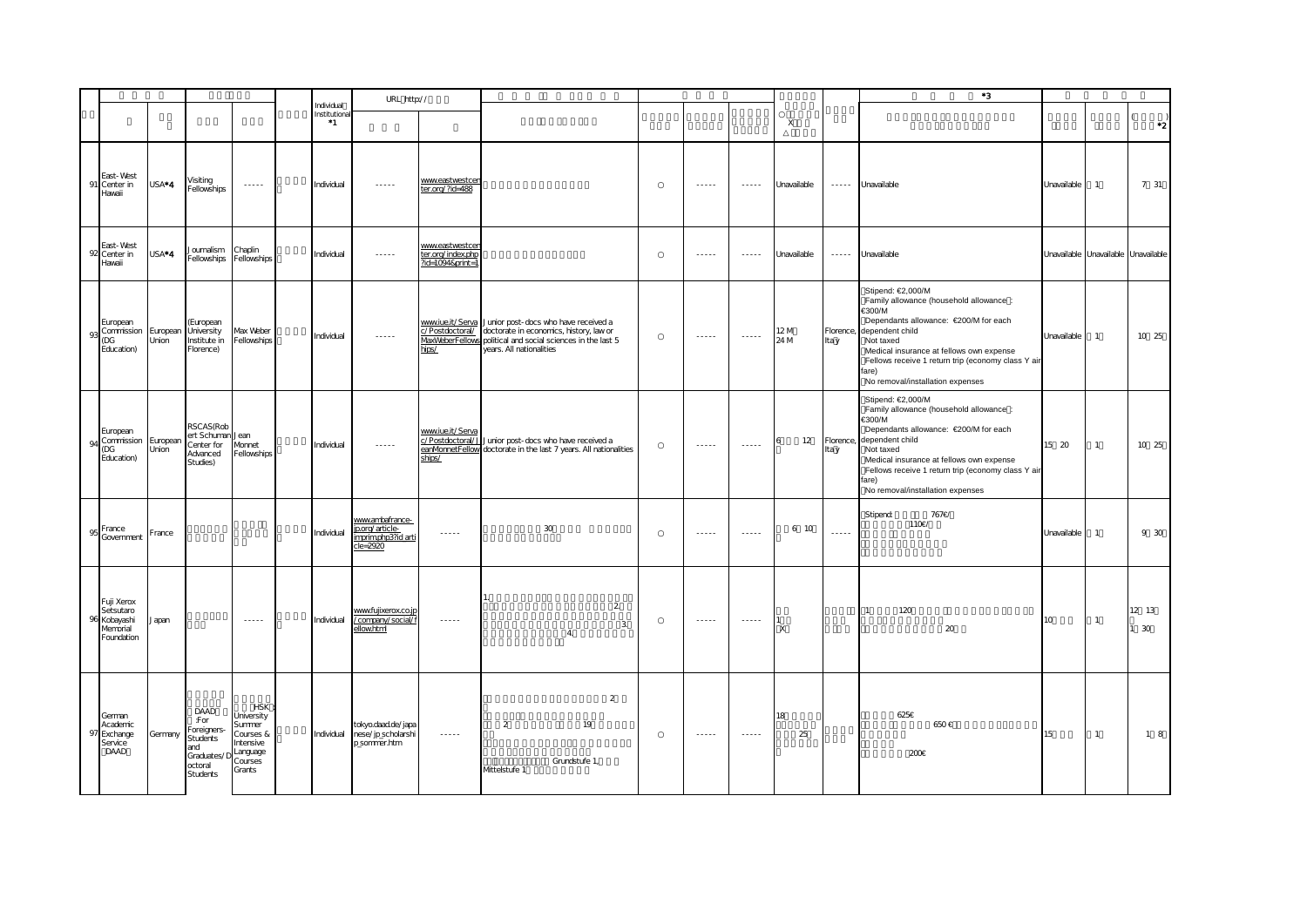| | | | | | | Individual/ Institutional *1 | URL http:// | | | | | | | | *3 | | | |
|---|---|---|---|---|---|---|---|---|---|---|---|---|---|---|---|---|---|---|
| | | | | | | | | | | | | | ○ X △ | | | | | ( *2 |
| 91 | East-West Center in Hawaii | USA*4 | Visiting Fellowships | - - - - - | | Individual | - - - - - | www.eastwestcenter.org/?id=488 | | ○ | - - - - - | - - - - - | Unavailable | - - - - - | Unavailable | Unavailable | 1 | 7 31 |
| 92 | East-West Center in Hawaii | USA*4 | Journalism Fellowships | Chaplin Fellowships | | Individual | - - - - - | www.eastwestcenter.org/index.php?id=1094&print=1 | | ○ | - - - - - | - - - - - | Unavailable | - - - - - | Unavailable | Unavailable | Unavailable | Unavailable |
| 93 | European Commission (DG Education) | European Union | (European University Institute in Florence) | Max Weber Fellowships | | Individual | - - - - - | www.iue.it/Servac/Postdoctoral/MaxWeberFellowships/ | Junior post-docs who have received a doctorate in economics, history, law or political and social sciences in the last 5 years. All nationalities | ○ | - - - - - | - - - - - | 12 M 24 M | Florence, Italy | Stipend: €2,000/M<br>Family allowance (household allowance): €300/M<br>Dependants allowance: €200/M for each dependent child<br>Not taxed<br>Medical insurance at fellows own expense<br>Fellows receive 1 return trip (economy class Y air fare)<br>No removal/installation expenses | Unavailable | 1 | 10 25 |
| 94 | European Commission (DG Education) | European Union | RSCAS(Robert Schuman Center for Advanced Studies) | Jean Monnet Fellowships | | Individual | - - - - - | www.iue.it/Servac/Postdoctoral/JeanMonnetFellowships/ | Junior post-docs who have received a doctorate in the last 7 years. All nationalities | ○ | - - - - - | - - - - - | 6 12 | Florence, Italy | Stipend: €2,000/M<br>Family allowance (household allowance): €300/M<br>Dependants allowance: €200/M for each dependent child<br>Not taxed<br>Medical insurance at fellows own expense<br>Fellows receive 1 return trip (economy class Y air fare)<br>No removal/installation expenses | 15 20 | 1 | 10 25 |
| 95 | France Government | France | | | | Individual | www.ambafrance-jp.org/article-imprim.php3?id_article=2920 | - - - - - | 30 | ○ | - - - - - | - - - - - | 6 10 | - - - - - | Stipend: 767€/ 110€/ | Unavailable | 1 | 9 30 |
| 96 | Fuji Xerox Setsutaro Kobayashi Memorial Foundation | Japan | | - - - - - | | Individual | www.fujixerox.co.jp/company/social/fellow.html | - - - - - | 1 2 3 4 | ○ | - - - - - | - - - - - | 1 X | | 1 120 20 | 10 | 1 | 12 13 1 30 |
| 97 | German Academic Exchange Service DAAD | Germany | DAAD :For Foreigners-Students and Graduates/Doctoral Students | HSK University Summer Courses & Intensive Language Courses Grants | | Individual | tokyo.daad.de/japanese/jp_scholarship_sommer.htm | - - - - - | 2 2 19 Grundstufe 1, Mittelstufe 1 | ○ | - - - - - | - - - - - | 18 25 | | 625€ 650€ 200€ | 15 | 1 | 1 8 |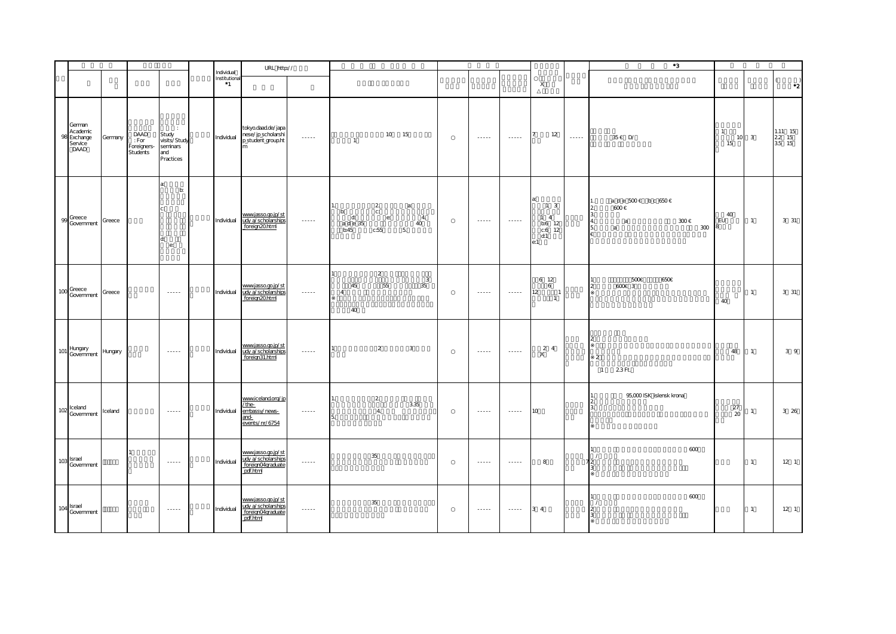| | | | | | | | | URL http:// | | | | | | | | | *3 | | | |
|---|---|---|---|---|---|---|---|---|---|---|---|---|---|---|---|---|---|---|---|
| | | | | | | Individual Institutional *1 | | | | | | | ○ X △ | | | | | | ( *2 |
| 98 | German Academic Exchange Service (DAAD) | Germany | DAAD : For Foreigners- Students | : Study visits/ Study seminars and Practices | | Individual | tokyo.daad.de/japanese/jp_scholarship_student_group.htm | ----- | 10 15 1 | ○ | ----- | ----- | 7 12 | ----- | 35 € D/ | 1 10 15 | 3 | 1.11 15 2.2 15 3.5 15 |
| 99 | Greece Government | Greece | | a b: c d e | | Individual | www.jasso.go.jp/study_a/scholarships_foreign20.html | ----- | 1. 2 a b c d e 4 a d e 35 40 b 45 c 55 5. | ○ | ----- | ----- | a 1 3 1 4 b 6 12 c 6 12 d 1 e 1 | | 1. a b e 500 € b c 650 € 2. 600 € 3. 4. a 300 € 5. a 300 € | 40 EU 8 | 1 | 3 31 |
| 100 | Greece Government | Greece | | ----- | | Individual | www.jasso.go.jp/study_a/scholarships_foreign20.html | ----- | 1 2 3 45 55 35 4 ※ 40 | ○ | ----- | ----- | 6 12 6 12 1 1 | | 1 500€ 650€ 2 600€ 3 ※ | 40 | 1 | 3 31 |
| 101 | Hungary Government | Hungary | | ----- | | Individual | www.jasso.go.jp/study_a/scholarships_foreign31.html | ----- | 1 2 3 | ○ | ----- | ----- | 2 4 X | | 2 ※ ※ 2 1 2.3 Ft | 48 | 1 | 3 9 |
| 102 | Iceland Government | Iceland | | ----- | | Individual | www.iceland.org/jp/the-embassy/news-and-events/nr/6754 | ----- | 1. 2. 3.35 4. 5. | ○ | ----- | ----- | 10 | | 1. 95,000 ISK (Íslensk krona) 2. 3. ※ | 27 20 | 1 | 3 26 |
| 103 | Israel Government | | 1 | ----- | | Individual | www.jasso.go.jp/study_a/scholarships_foreign04graduate_pdf.html | ----- | 35 | ○ | ----- | ----- | 8 | 7 | 1 600 / 2 ※ | | 1 | 12 1 |
| 104 | Israel Government | | | ----- | | Individual | www.jasso.go.jp/study_a/scholarships_foreign04graduate_pdf.html | ----- | 35 | ○ | ----- | ----- | 3 4 | | 1 600 / 2 3 ※ | | 1 | 12 1 |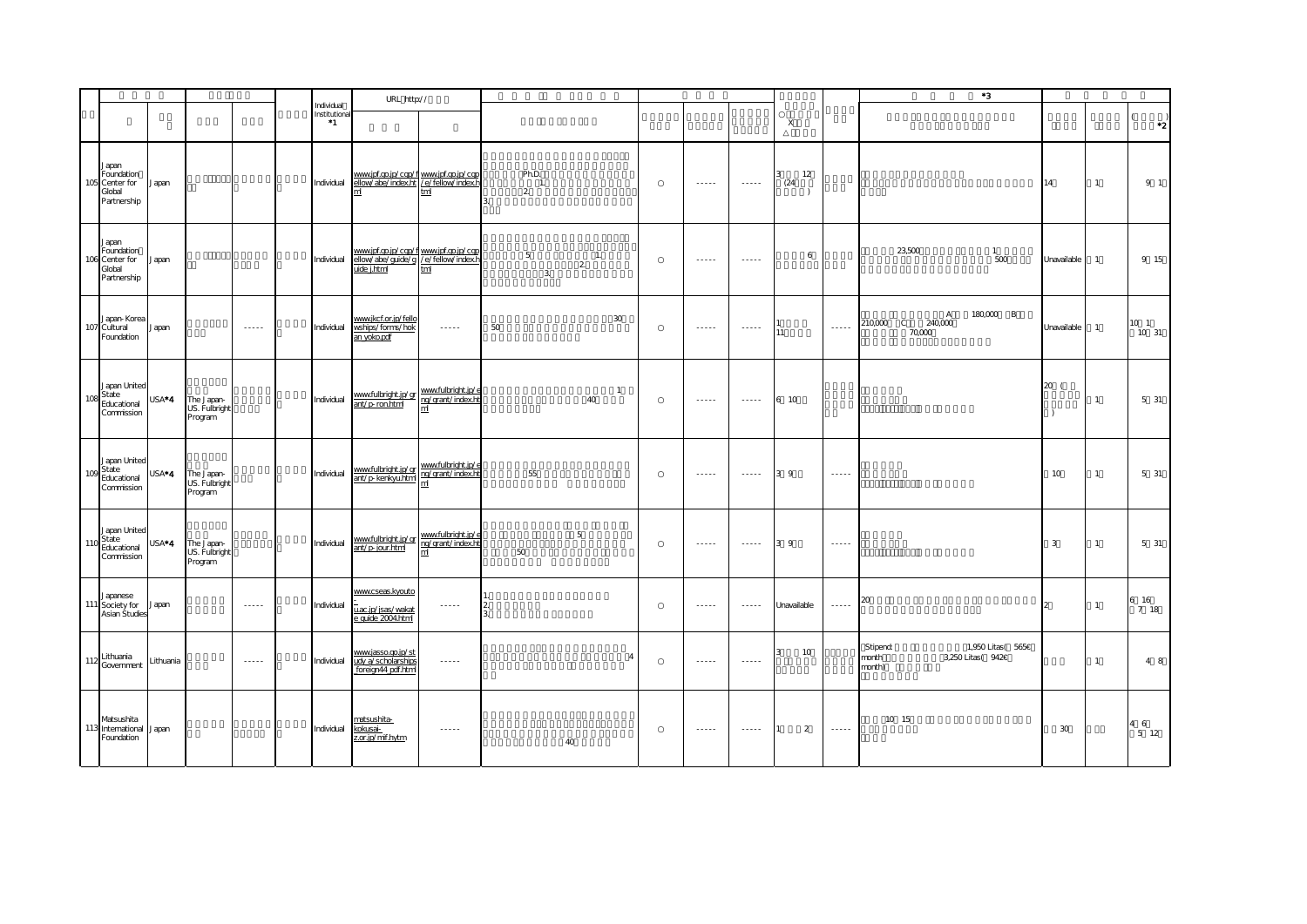| | | | | | | | URL http:// | | | | | | | | *3 | | | |
|---|---|---|---|---|---|---|---|---|---|---|---|---|---|---|---|---|---|---|
| | | | | | | Individual Institutional *1 | | | | | | | ○ X △ | | | | | ( ) *2 |
| 105 | Japan Foundation Center for Global Partnership | Japan | | | | Individual | www.jpf.go.jp/cgp/fellow/abe/index.html | www.jpf.go.jp/cgp/e/fellow/index.html | Ph.D. 1 2 3 | ○ | ----- | ----- | 3 12 (24 ) | | | 14 | 1 | 9 1 |
| 106 | Japan Foundation Center for Global Partnership | Japan | | | | Individual | www.jpf.go.jp/cgp/fellow/abe/guide/guide j.html | www.jpf.go.jp/cgp/e/fellow/index.html | 5 1 2 3 | ○ | ----- | ----- | 6 | | 23,500 1 500 | Unavailable | 1 | 9 15 |
| 107 | Japan-Korea Cultural Foundation | Japan | | ----- | | Individual | www.jkcf.or.jp/fellowships/forms/hokan yoko.pdf | ----- | 30 50 | ○ | ----- | ----- | 1 11 | ----- | A 180,000 B 210,000 C 240,000 70,000 | Unavailable | 1 | 10 1 10 31 |
| 108 | Japan United State Educational Commission | USA*4 | The Japan-US. Fulbright Program | | | Individual | www.fulbright.jp/grant/p-ron.html | www.fulbright.jp/eng/grant/index.html | 1 40 | ○ | ----- | ----- | 6 10 | | | 20 ( ) | 1 | 5 31 |
| 109 | Japan United State Educational Commission | USA*4 | The Japan-US. Fulbright Program | | | Individual | www.fulbright.jp/grant/p-kenkyu.html | www.fulbright.jp/eng/grant/index.html | 55 | ○ | ----- | ----- | 3 9 | ----- | | 10 | 1 | 5 31 |
| 110 | Japan United State Educational Commission | USA*4 | The Japan-US. Fulbright Program | | | Individual | www.fulbright.jp/grant/p-jour.html | www.fulbright.jp/eng/grant/index.html | 5 50 | ○ | ----- | ----- | 3 9 | ----- | | 3 | 1 | 5 31 |
| 111 | Japanese Society for Asian Studies | Japan | | ----- | | Individual | www.cseas.kyoto-u.ac.jp/jsas/wakate guide 2004.html | ----- | 1 2 3 | ○ | ----- | ----- | Unavailable | ----- | 20 | 2 | 1 | 6 16 7 18 |
| 112 | Lithuania Government | Lithuania | | ----- | | Individual | www.jasso.go.jp/study a/scholarships foreign44 pdf.html | ----- | 4 | ○ | ----- | ----- | 3 10 | | Stipend: 1,950 Litas( 565€ month) 3,250 Litas( 942€ month) | | 1 | 4 8 |
| 113 | Matsushita International Foundation | Japan | | | | Individual | matsushita-kokusai-z.or.jp/mif.hytm | ----- | 40 | ○ | ----- | ----- | 1 2 | ----- | 10 15 | 30 | | 4 6 5 12 |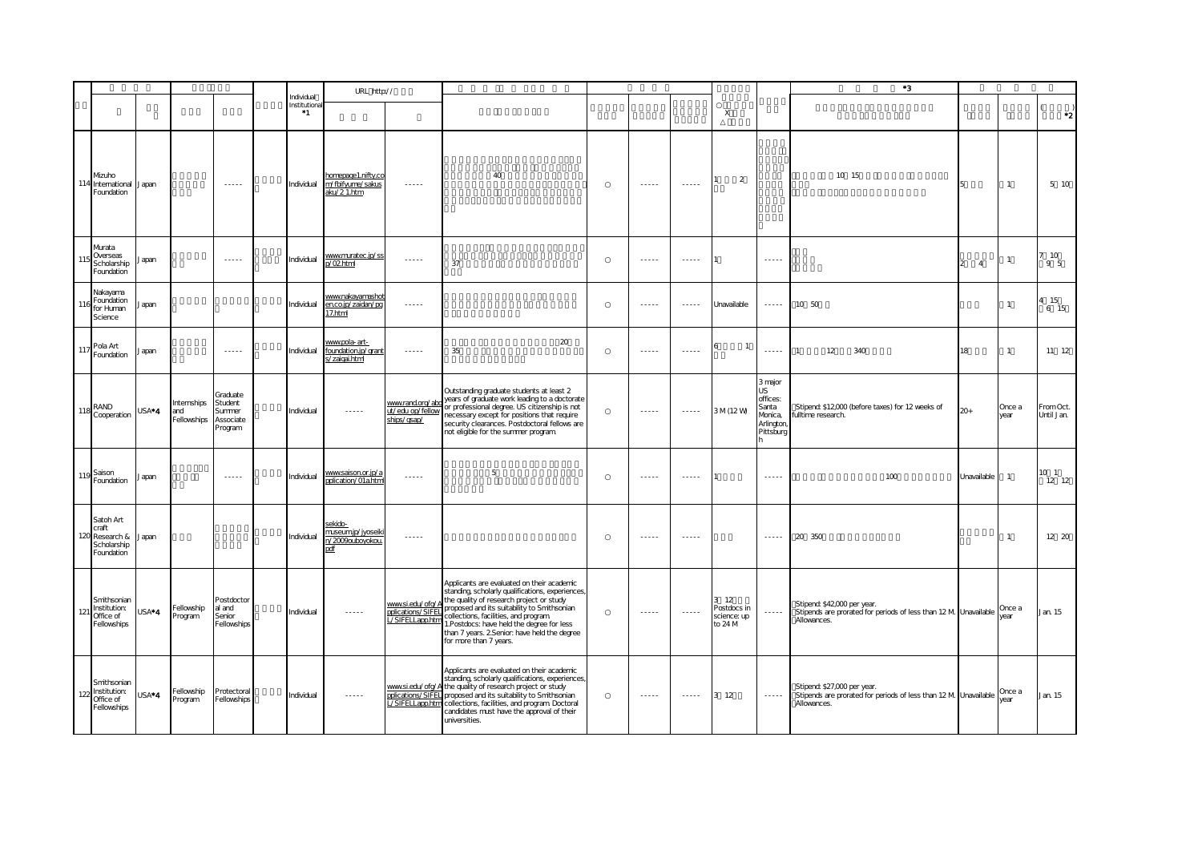|  |  |  |  |  |  | Individual Institutional *1 | URL http:// |  |  |  |  |  |  |  | *3 |  |  |  |
|---|---|---|---|---|---|---|---|---|---|---|---|---|---|---|---|---|---|---|
|  |  |  |  |  |  |  |  |  |  |  |  |  | ○ X △ |  |  |  |  | ( ) *2 |
| 114 | Mizuho International Foundation | Japan |  | ----- |  | Individual | homepage1.nifty.com/fbifyume/sakusaku/2 1.htm | ----- | 40 | ○ | ----- | ----- | 1 2 |  | 10 15 | 5 | 1 | 5 10 |
| 115 | Murata Overseas Scholarship Foundation | Japan |  | ----- |  | Individual | www.muratec.jp/ssp/02.html | ----- | 37 | ○ | ----- | ----- | 1 | ----- |  | 2 4 | 1 | 7 10 9 5 |
| 116 | Nakayama Foundation for Human Science | Japan |  |  |  | Individual | www.nakayamashoten.co.jp/zaidan/pg17.html | ----- |  | ○ | ----- | ----- | Unavailable | ----- | 10 50 |  | 1 | 4 15 6 15 |
| 117 | Pola Art Foundation | Japan |  | ----- |  | Individual | www.pola-art-foundation.jp/grants/zaigai.html | ----- | 35 20 | ○ | ----- | ----- | 6 1 | ----- | 1 12 340 | 18 | 1 | 11 12 |
| 118 | RAND Cooperation | USA*4 | Internships and Fellowships | Graduate Student Summer Associate Program |  | Individual | ----- | www.rand.org/about/edu_op/fellowships/gsap/ | Outstanding graduate students at least 2 years of graduate work leading to a doctorate or professional degree. US citizenship is not necessary except for positions that require security clearances. Postdoctoral fellows are not eligible for the summer program. | ○ | ----- | ----- | 3 M (12 W) | 3 major US offices: Santa Monica, Arlington, Pittsburgh | Stipend: $12,000 (before taxes) for 12 weeks of fulltime research. | 20+ | Once a year | From Oct. Until Jan. |
| 119 | Saison Foundation | Japan |  | ----- |  | Individual | www.saison.or.jp/application/01a.html | ----- | 5 | ○ | ----- | ----- | 1 | ----- | 100 | Unavailable | 1 | 10 1 12 12 |
| 120 | Satoh Art craft Research & Scholarship Foundation | Japan |  |  |  | Individual | sekido-museum.jp/jyoseikin/2009ouboyokou.pdf | ----- |  | ○ | ----- | ----- |  | ----- | 20 350 |  | 1 | 12 20 |
| 121 | Smithsonian Institution: Office of Fellowships | USA*4 | Fellowship Program | Postdoctoral and Senior Fellowships |  | Individual | ----- | www.si.edu/ofg/Applications/SIFEL/SIFELLapp.htm | Applicants are evaluated on their academic standing, scholarly qualifications, experiences, the quality of research project or study proposed and its suitability to Smithsonian collections, facilities, and program. 1.Postdocs: have held the degree for less than 7 years. 2.Senior: have held the degree for more than 7 years. | ○ | ----- | ----- | 3 12 Postdocs in science: up to 24 M | ----- | Stipend: $42,000 per year. Stipends are prorated for periods of less than 12 M. Allowances. | Unavailable | Once a year | Jan. 15 |
| 122 | Smithsonian Institution: Office of Fellowships | USA*4 | Fellowship Program | Protectoral Fellowships |  | Individual | ----- | www.si.edu/ofg/Applications/SIFEL/SIFELLapp.htm | Applicants are evaluated on their academic standing, scholarly qualifications, experiences, the quality of research project or study proposed and its suitability to Smithsonian collections, facilities, and program. Doctoral candidates must have the approval of their universities. | ○ | ----- | ----- | 3 12 | ----- | Stipend: $27,000 per year. Stipends are prorated for periods of less than 12 M. Allowances. | Unavailable | Once a year | Jan. 15 |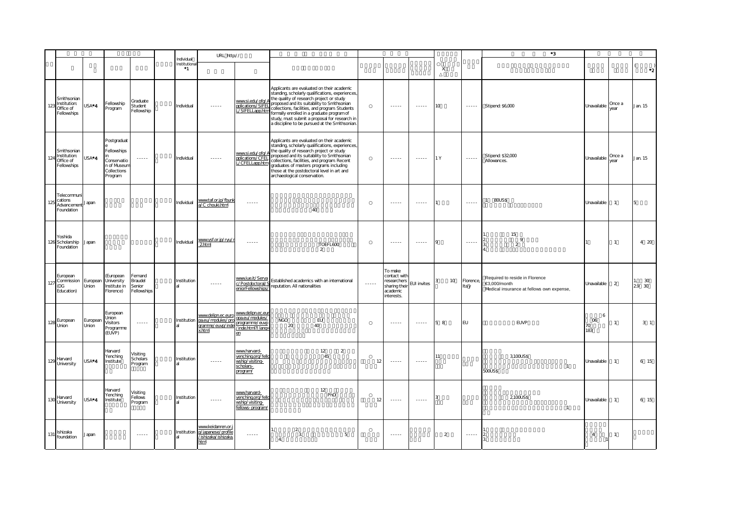| | | | | | | Individual Institutional *1 | URL http:// | | | | | | | | *3 | | | |
|---|---|---|---|---|---|---|---|---|---|---|---|---|---|---|---|---|---|---|
| | | | | | | | | | | | | | ○ X △ | | | | | ( *2 |
| 123 | Smithsonian Institution: Office of Fellowships | USA*4 | Fellowship Program | Graduate Student Fellowship | | Individual | ----- | www.si.edu/ofg/Applications/SIFEL L/SIFELLapp.htm | Applicants are evaluated on their academic standing, scholarly qualifications, experiences, the quality of research project or study proposed and its suitability to Smithsonian collections, facilities, and program. Students formally enrolled in a graduate program of study, must submit a proposal for research in a discipline to be pursued at the Smithsonian. | ○ | ----- | ----- | 10 | ----- | Stipend: $6,000 | Unavailable | Once a year | Jan. 15 |
| 124 | Smithsonian Institution: Office of Fellowships | USA*4 | Postgraduate Fellowships in Conservation of Museum Collections Program | ----- | | Individual | ----- | www.si.edu/ofg/Applications/CFEL L/CFELLapp.htm | Applicants are evaluated on their academic standing, scholarly qualifications, experiences, the quality of research project or study proposed and its suitability to Smithsonian collections, facilities, and program. Recent graduates of masters programs including those at the postdoctoral level in art and archaeological conservation. | ○ | ----- | ----- | 1Y | ----- | Stipend: $32,000 Allowances. | Unavailable | Once a year | Jan. 15 |
| 125 | Telecommunications Advancement Foundation | Japan | | | | Individual | www.taf.or.jp/fbunka/C chouki.html | ----- | 40 | ○ | ----- | ----- | 1 | ----- | 1 80US$ | Unavailable | 1 | 5 |
| 126 | Yoshida Scholarship Foundation | Japan | | | | Individual | www.ysf.or.jp/ryu/r 2.html | ----- | TOEFL600 2 | ○ | ----- | ----- | 9 | ----- | 1. 15 2. 9 3. 2 4. | 1 | 1 | 4 20 |
| 127 | European Commission (DG Education) | European Union | (European University Institute in Florence) | Fernand Braudel Senior Fellowships | | Institutional | ----- | www.iue.it/Servac/Postdoctoral/SeniorFellowships/ | Established academics with an international reputation. All nationalities | ----- | To make contact with researchers sharing their academic interests. | EUI invites | 3 10 | Florence, Italy | Required to reside in Florence €3,000/month Medical insurance at fellows own expense, | Unavailable | 2 | 1. 30 2.9 30 |
| 128 | European Union | European Union | European Union Visitors Programme (EUVP) | ----- | | Institutional | www.delipn.ec.europa.eu/modules/programme/euvp/index.html | www.delipn.ec.europa.eu/modules/programme/euvp/index.html?lang=en | NGO EU 20 40 | ○ | ----- | ----- | 5 8 | EU | EUVP | 6 06 70 183 | 1 | 3 1 |
| 129 | Harvard University | USA*4 | Harvard Yenching Institute | Visiting Scholars Program | | Institutional | ----- | www.harvard-yenching.org/fellowship/visiting-scholars-program/ | 12 2 45 | ○ 12 | ----- | ----- | 11 | | 3,100US$ 1 500US$ | Unavailable | 1 | 6 15 |
| 130 | Harvard University | USA*4 | Harvard Yenching Institute | Visiting Fellows Program | | Institutional | ----- | www.harvard-yenching.org/fellowship/visiting-fellows-program/ | 12 PhD | ○ 12 | ----- | ----- | 3 | | 2,100US$ 1 | Unavailable | 1 | 6 15 |
| 131 | Ishizaka foundation | Japan | | ----- | | Institutional | www.keidanren.or.jp/japanese/profile/ishizaka/ishizaka.html | ----- | 1 2 3 5 4 | ○ | ----- | | 2 | ----- | 1 2 3 | 4 1 | 1 | |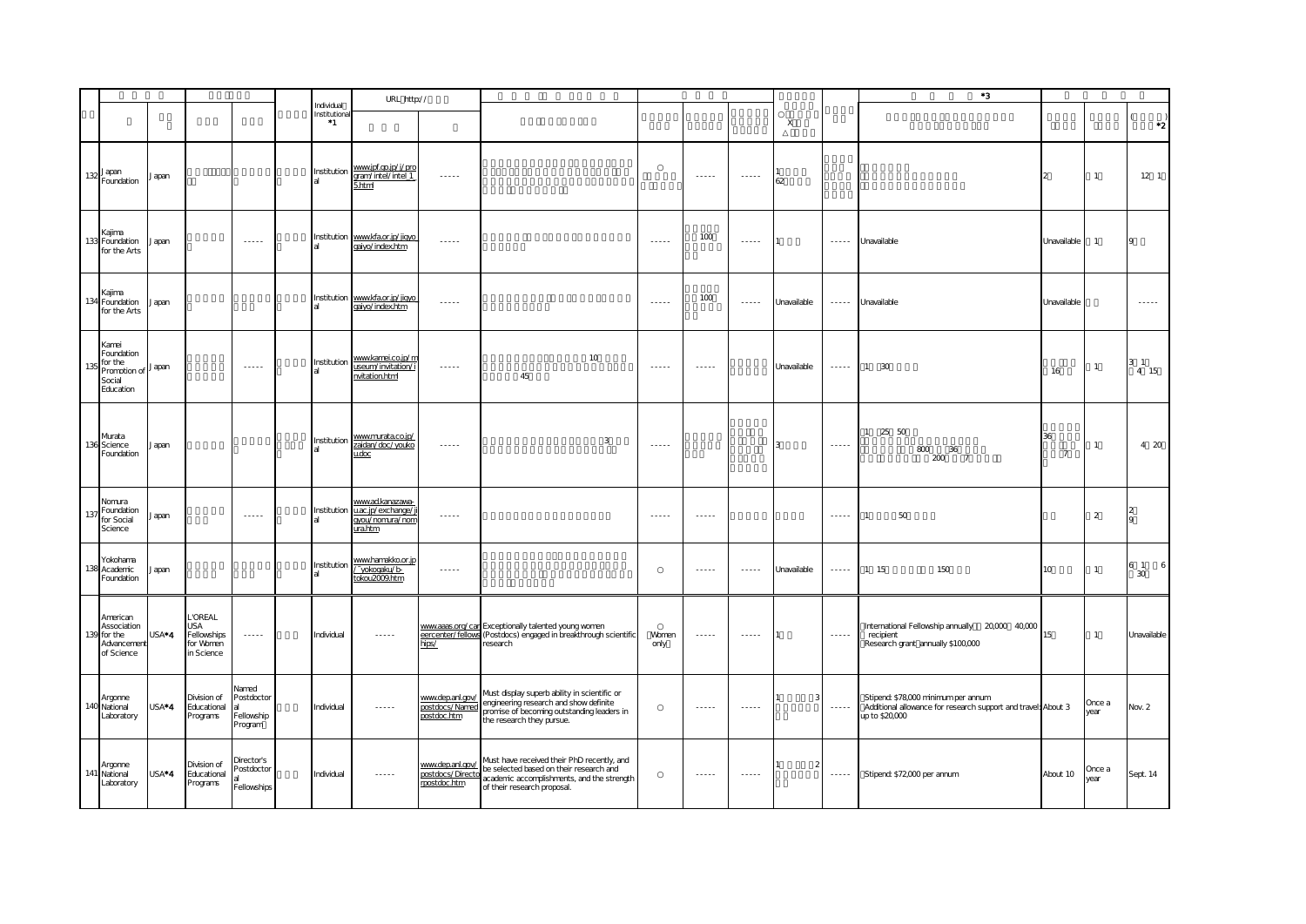| | | | | | | Individual Institutional *1 | URL http:// | | | | | | | | *3 | | | |
|---|---|---|---|---|---|---|---|---|---|---|---|---|---|---|---|---|---|---|
| | | | | | | | | | | | | | ○ X △ | | | | | ( ) *2 |
| 132 | Japan Foundation | Japan | | | | Institutional | www.jpf.go.jp/j/program/intel/intel_1_5.html | ----- | | ○ | ----- | ----- | 1 62 | | | 2 | 1 | 12 1 |
| 133 | Kajima Foundation for the Arts | Japan | | ----- | | Institutional | www.kfa.or.jp/jigyo/gaiyo/index.htm | ----- | | ----- | 100 | ----- | 1 | ----- | Unavailable | Unavailable | 1 | 9 |
| 134 | Kajima Foundation for the Arts | Japan | | | | Institutional | www.kfa.or.jp/jigyo/gaiyo/index.htm | ----- | | ----- | 100 | ----- | Unavailable | ----- | Unavailable | Unavailable | | ----- |
| 135 | Kamei Foundation for the Promotion of Social Education | Japan | | ----- | | Institutional | www.kamei.co.jp/museum/invitation/invitation.html | ----- | 10 45 | ----- | ----- | | Unavailable | ----- | 1 30 | 16 | 1 | 3 1 4 15 |
| 136 | Murata Science Foundation | Japan | | | | Institutional | www.murata.co.jp/zaidan/doc/youkou.doc | ----- | 3 | ----- | | | 3 | ----- | 1 25 50 800 36 200 7 | 36 7 | 1 | 4 20 |
| 137 | Nomura Foundation for Social Science | Japan | | ----- | | Institutional | www.ad.kanazawa-u.ac.jp/exchange/jigyou/nomura/nomura.htm | ----- | | ----- | ----- | | | ----- | 1 50 | | 2 | 2 9 |
| 138 | Yokohama Academic Foundation | Japan | | | | Institutional | www.hamakko.or.jp/~yokogaku/b-tokou2009.htm | ----- | | ○ | ----- | ----- | Unavailable | ----- | 1 15 150 | 10 | 1 | 6 1 6 30 |
| 139 | American Association for the Advancement of Science | USA*4 | L'OREAL USA Fellowships for Women in Science | ----- | | Individual | ----- | www.aaas.org/careercenter/fellowships/ | Exceptionally talented young women (Postdocs) engaged in breakthrough scientific research | ○ Women only | ----- | ----- | 1 | ----- | International Fellowship annually 20,000 40,000 recipient Research grant annually $100,000 | 15 | 1 | Unavailable |
| 140 | Argonne National Laboratory | USA*4 | Division of Educational Programs | Named Postdoctoral Fellowship Program | | Individual | ----- | www.dep.anl.gov/postdocs/Namedpostdoc.htm | Must display superb ability in scientific or engineering research and show definite promise of becoming outstanding leaders in the research they pursue. | ○ | ----- | ----- | 1 3 | ----- | Stipend: $78,000 minimum per annum Additional allowance for research support and travel: up to $20,000 | About 3 | Once a year | Nov. 2 |
| 141 | Argonne National Laboratory | USA*4 | Division of Educational Programs | Director's Postdoctoral Fellowships | | Individual | ----- | www.dep.anl.gov/postdocs/Directorpostdoc.htm | Must have received their PhD recently, and be selected based on their research and academic accomplishments, and the strength of their research proposal. | ○ | ----- | ----- | 1 2 | ----- | Stipend: $72,000 per annum | About 10 | Once a year | Sept. 14 |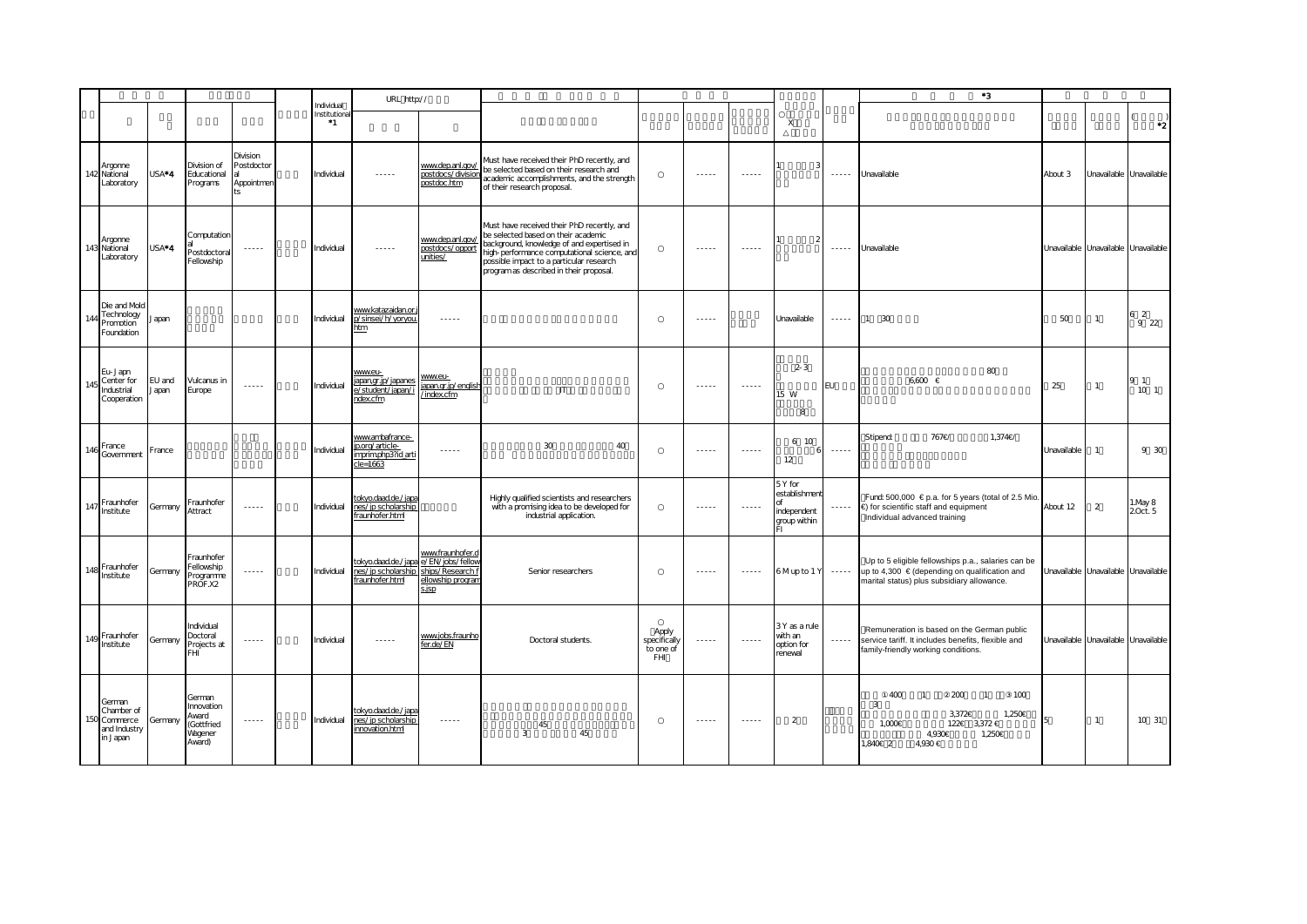| | | | | | | Individual Institutional *1 | URL http:// | | | | | | | | *3 | | | |
|---|---|---|---|---|---|---|---|---|---|---|---|---|---|---|---|---|---|---|
| | | | | | | | | | | | | | ○ X △ | | | | | ( ) *2 |
| 142 | Argonne National Laboratory | USA*4 | Division of Educational Programs | Division Postdoctoral Appointments | | Individual | ----- | www.dep.anl.gov/postdocs/division postdoc.htm | Must have received their PhD recently, and be selected based on their research and academic accomplishments, and the strength of their research proposal. | ○ | ----- | ----- | 1 3 | ----- | Unavailable | About 3 | Unavailable | Unavailable |
| 143 | Argonne National Laboratory | USA*4 | Computational Postdoctoral Fellowship | ----- | | Individual | ----- | www.dep.anl.gov/postdocs/opportunities/ | Must have received their PhD recently, and be selected based on their academic background, knowledge of and expertised in high-performance computational science, and possible impact to a particular research program as described in their proposal. | ○ | ----- | ----- | 1 2 | ----- | Unavailable | Unavailable | Unavailable | Unavailable |
| 144 | Die and Mold Technology Promotion Foundation | Japan | | | | Individual | www.katazaidan.or.jp/sinsei/h/yoryou.htm | ----- | | ○ | ----- | | Unavailable | ----- | 1 30 | 50 | 1 | 6 2 9 22 |
| 145 | Eu-Japan Center for Industrial Cooperation | EU and Japan | Vulcanus in Europe | ----- | | Individual | www.eu-japan.gr.jp/japanese/student/japan/index.cfm | www.eu-japan.gr.jp/english/index.cfm | IT | ○ | ----- | ----- | 2-3 15 W 8 | EU | 80 6,600 € | 25 | 1 | 9 1 10 1 |
| 146 | France Government | France | | | | Individual | www.ambafrance-jp.org/article-imprim.php3?id_article=1663 | ----- | 30 40 | ○ | ----- | ----- | 6 10 6 12 | ----- | Stipend: 767€/ 1,374€/ | Unavailable | 1 | 9 30 |
| 147 | Fraunhofer Institute | Germany | Fraunhofer Attract | ----- | | Individual | tokyo.daad.de/japanes/jp_scholarship_fraunhofer.html | | Highly qualified scientists and researchers with a promising idea to be developed for industrial application. | ○ | ----- | ----- | 5 Y for establishment of independent group within FI | ----- | Fund: 500,000 € p.a. for 5 years (total of 2.5 Mio. €) for scientific staff and equipment Individual advanced training | About 12 | 2 | 1.May 8 2.Oct. 5 |
| 148 | Fraunhofer Institute | Germany | Fraunhofer Fellowship Programme PROF.X2 | ----- | | Individual | tokyo.daad.de/japanes/jp_scholarship_fraunhofer.html | www.fraunhofer.de/EN/jobs/fellowships/ResearchFellowship.programs.jsp | Senior researchers | ○ | ----- | ----- | 6 M up to 1 Y | ----- | Up to 5 eligible fellowships p.a., salaries can be up to 4,300 € (depending on qualification and marital status) plus subsidiary allowance. | Unavailable | Unavailable | Unavailable |
| 149 | Fraunhofer Institute | Germany | Individual Doctoral Projects at FHI | ----- | | Individual | ----- | www.jobs.fraunhofer.de/EN | Doctoral students. | ○ Apply specifically to one of FHI | ----- | ----- | 3 Y as a rule with an option for renewal | ----- | Remuneration is based on the German public service tariff. It includes benefits, flexible and family-friendly working conditions. | Unavailable | Unavailable | Unavailable |
| 150 | German Chamber of Commerce and Industry in Japan | Germany | German Innovation Award (Gottfried Wagener Award) | ----- | | Individual | tokyo.daad.de/japanes/jp_scholarship_innovation.html | ----- | 45 3 45 | ○ | ----- | ----- | 2 | | ①400 1 ②200 1 ③100 3 3,372€ 1,250€ 1,000€ 122€ 3,372 € 4,930€ 1,250€ 1,840€ 2 4,930 € | 5 | 1 | 10 31 |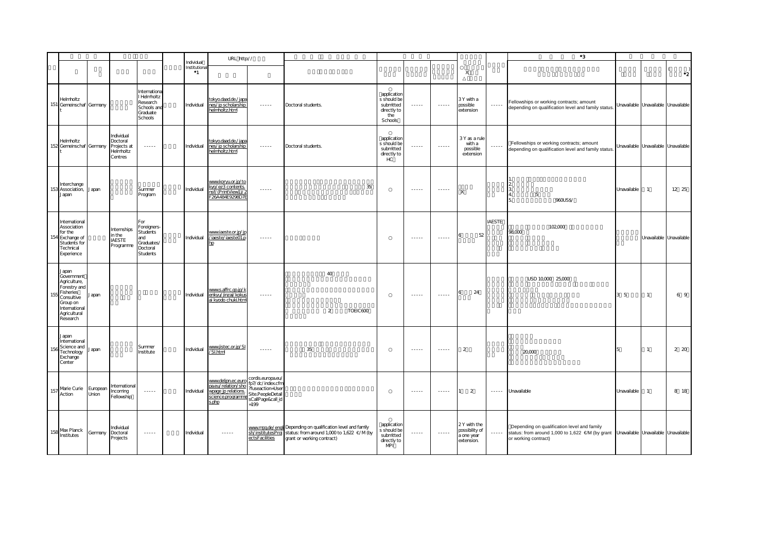| | | | | | | Individual Institutional *1 | URL http:// | | | | | | | | *3 | | | |
|---|---|---|---|---|---|---|---|---|---|---|---|---|---|---|---|---|---|---|
| | | | | | | | | | | | | | ○ X △ | | | | | ( *2 |
| 151 | Helmholtz Gemeinschaft | Germany | | International Helmholtz Research Schools and Graduate Schools | | Individual | tokyo.daad.de/japanes/jp scholarship helmholtz.html | ----- | Doctoral students. | ○ application s should be submitted directly to the Schools | ----- | ----- | 3 Y with a possible extension | ----- | Fellowships or working contracts; amount depending on qualification level and family status. | Unavailable | Unavailable | Unavailable |
| 152 | Helmholtz Gemeinschaft | Germany | Individual Doctoral Projects at Helmholtz Centres | ----- | | Individual | tokyo.daad.de/japanes/jp scholarship helmholtz.html | ----- | Doctoral students. | ○ application s should be submitted directly to HC | ----- | ----- | 3 Y as a rule with a possible extension | ----- | Fellowships or working contracts; amount depending on qualification level and family status. | Unavailable | Unavailable | Unavailable |
| 153 | Interchange Association, Japan | Japan | | Summer Program | | Individual | www.koryu.or.jp/tokyo/ez3 contents.nsf/(PrintView1)/2F26A484E9298D7E | ----- | 35 | ○ | ----- | ----- | X | | 1 2 3 4 5 5 960US$/ | Unavailable | 1 | 12 25 |
| 154 | International Association for the Exchange of Students for Technical Experience | | Internships in the IAESTE Programme | For Foreigners-Students and Graduates/Doctoral Students | | Individual | www.iaeste.or.jp/jp/iaeste/iaeste01.php | ----- | | ○ | ----- | ----- | 6 52 | IAESTE | 102,000 98,000 | | Unavailable | Unavailable |
| 155 | Japan Government Agriculture, Forestry and Fisheries Consultive Group on International Agricultural Research | Japan | | | | Individual | www.s.affrc.go.jp/kenkyu/jinzai/kokusai kyodo chuki.html | ----- | 40 2 TOEIC600 | ○ | ----- | ----- | 6 24 | | USD 10,000 25,000 | 3 5 | 1 | 6 9 |
| 156 | Japan International Science and Technology Exchange Center | Japan | | Summer Institute | | Individual | www.jistec.or.jp/SI/SI.html | ----- | 35 | ○ | ----- | ----- | 2 | | 20,000 | 5 | 1 | 2 20 |
| 157 | Marie Curie Action | European Union | International Incoming Fellowship | ----- | | Individual | www.delipn.ec.europa.eu/relation/showpage jp relations.science.programmes.php | cordis.europa.eu/fp7/dc/index.cfm?fuseaction=UserSite.PeopleDetailsCallPage&call_id=199 | | ○ | ----- | ----- | 1 2 | ----- | Unavailable | Unavailable | 1 | 8 18 |
| 158 | Max Planck Institutes | Germany | Individual Doctoral Projects | ----- | | Individual | ----- | www.mpg.de/english/institutesProjectsFacilities | Depending on qualification level and family status: from around 1,000 to 1,622 €/M (by grant or working contract) | ○ application s should be submitted directly to MPI | ----- | ----- | 2 Y with the possibility of a one year extension. | ----- | Depending on qualification level and family status: from around 1,000 to 1,622 €/M (by grant or working contract) | Unavailable | Unavailable | Unavailable |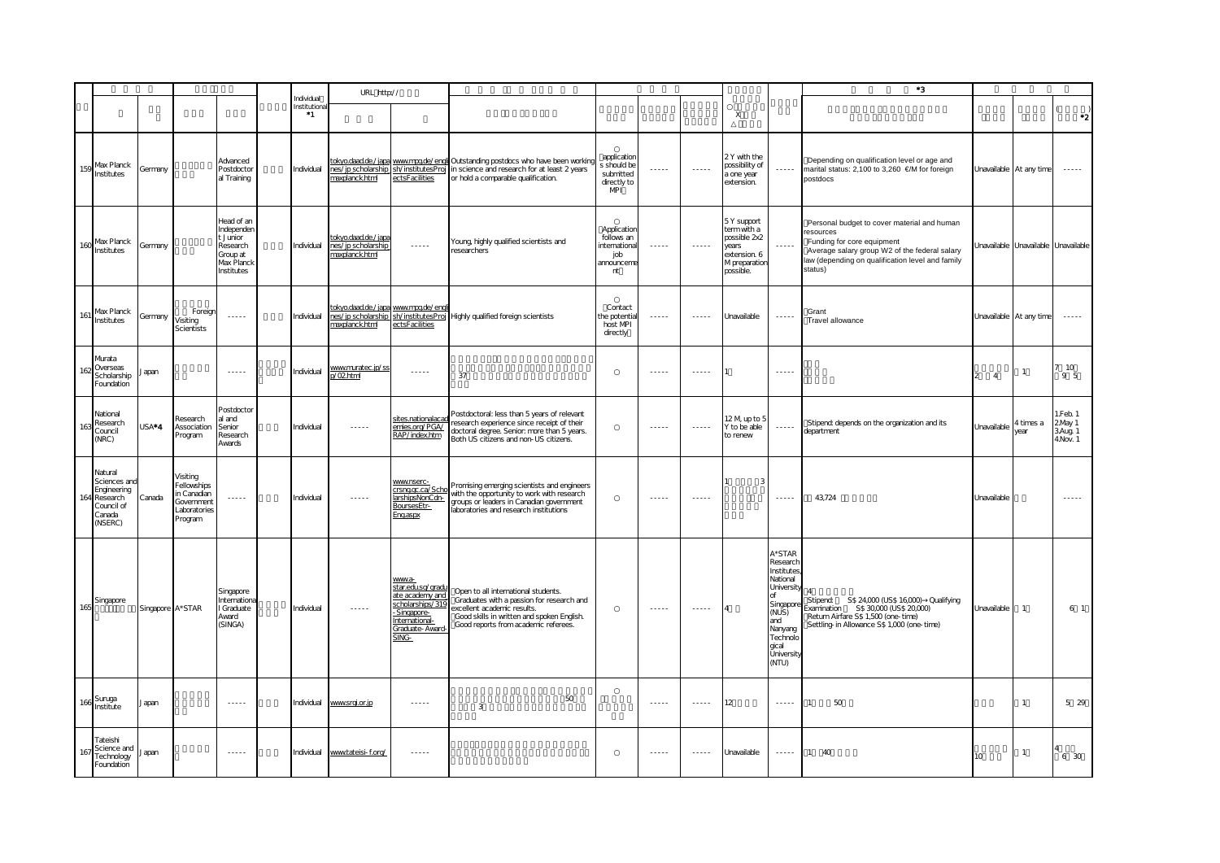| | | | | | | Individual Institutional *1 | URL http:// | | | | | | | | *3 | | | |
|---|---|---|---|---|---|---|---|---|---|---|---|---|---|---|---|---|---|---|
| | | | | | | | | | | | | | ○ X △ | | | | | ( *2 |
| 159 | Max Planck Institutes | Germany | | Advanced Postdoctoral Training | | Individual | tokyo.daad.de/japanes/jp scholarship maxplanck.html | www.mpg.de/english/institutesProjectsFacilities | Outstanding postdocs who have been working in science and research for at least 2 years or hold a comparable qualification. | ○ application s should be submitted directly to MPI | ----- | ----- | 2 Y with the possibility of a one year extension. | ----- | Depending on qualification level or age and marital status: 2,100 to 3,260 €/M for foreign postdocs | Unavailable | At any time | ----- |
| 160 | Max Planck Institutes | Germany | | Head of an Independent Junior Research Group at Max Planck Institutes | | Individual | tokyo.daad.de/japanes/jp scholarship maxplanck.html | ----- | Young, highly qualified scientists and researchers | ○ Application follows an international job announcement | ----- | ----- | 5 Y support term with a possible 2x2 years extension. 6 M preparation possible. | ----- | Personal budget to cover material and human resources Funding for core equipment Average salary group W2 of the federal salary law (depending on qualification level and family status) | Unavailable | Unavailable | Unavailable |
| 161 | Max Planck Institutes | Germany | Foreign Visiting Scientists | ----- | | Individual | tokyo.daad.de/japanes/jp scholarship maxplanck.html | www.mpg.de/english/institutesProjectsFacilities | Highly qualified foreign scientists | ○ Contact the potential host MPI directly | ----- | ----- | Unavailable | ----- | Grant Travel allowance | Unavailable | At any time | ----- |
| 162 | Murata Overseas Scholarship Foundation | Japan | | ----- | | Individual | www.muratec.jp/ssp/02.html | ----- | 37 | ○ | ----- | ----- | 1 | ----- | | 2 4 | 1 | 7 10 9 5 |
| 163 | National Research Council (NRC) | USA*4 | Research Association Program | Postdoctoral and Senior Research Awards | | Individual | ----- | sites.nationalacademies.org/PGA/RAP/index.htm | Postdoctoral: less than 5 years of relevant research experience since receipt of their doctoral degree. Senior: more than 5 years. Both US citizens and non-US citizens. | ○ | ----- | ----- | 12 M, up to 5 Y to be able to renew | ----- | Stipend: depends on the organization and its department | Unavailable | 4 times a year | 1.Feb. 1 2.May 1 3.Aug. 1 4.Nov. 1 |
| 164 | Natural Sciences and Engineering Research Council of Canada (NSERC) | Canada | Visiting Fellowships in Canadian Government Laboratories Program | ----- | | Individual | ----- | www.nserc-crsng.gc.ca/ScholarshipsNonCdn-BoursesEtr-Eng.aspx | Promising emerging scientists and engineers with the opportunity to work with research groups or leaders in Canadian government laboratories and research institutions | ○ | ----- | ----- | 1 3 | ----- | 43,724 | Unavailable | | ----- |
| 165 | Singapore | Singapore | A*STAR | Singapore International Graduate Award (SINGA) | | Individual | ----- | www.a-star.edu.sg/graduate academy and scholarships/319-Singapore-International-Graduate-Award-SING- | Open to all international students. Graduates with a passion for research and excellent academic results. Good skills in written and spoken English. Good reports from academic referees. | ○ | ----- | ----- | 4 | A*STAR Research Institutes, National University of Singapore (NUS) and Nanyang Technological University (NTU) | 4 Stipend: S$ 24,000 (US$ 16,000)→ Qualifying Examination S$ 30,000 (US$ 20,000) Return Airfare S$ 1,500 (one-time) Settling-in Allowance S$ 1,000 (one-time) | Unavailable | 1 | 6 1 |
| 166 | Suruga Institute | Japan | | ----- | | Individual | www.srgi.or.jp | ----- | 50 3 | ○ | ----- | ----- | 12 | ----- | 1 50 | | 1 | 5 29 |
| 167 | Tateishi Science and Technology Foundation | Japan | | ----- | | Individual | www.tateisi-f.org/ | ----- | | ○ | ----- | ----- | Unavailable | ----- | 1 40 | 10 | 1 | 4 6 30 |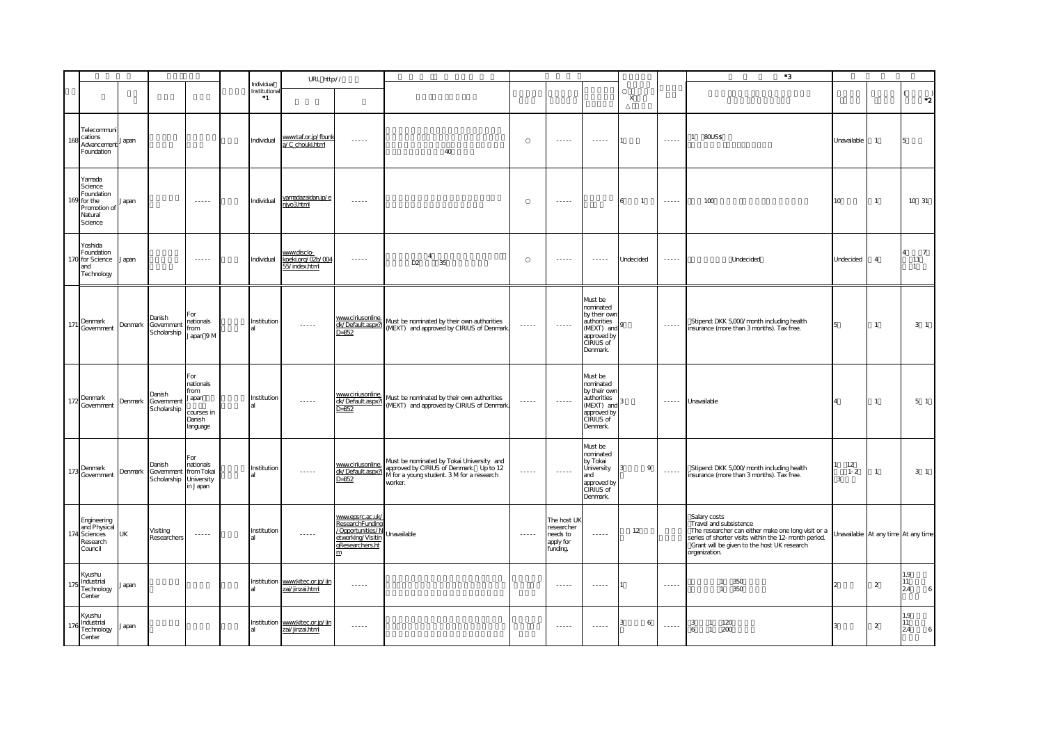| | | | | | Individual Institutional *1 | URL http:// | | | | | | | | *3 | | | |
|---|---|---|---|---|---|---|---|---|---|---|---|---|---|---|---|---|---|
| | | | | | | | | | | | | ○ X △ | | | | | ( *2 |
| 168 | Telecommunications Advancement Foundation | Japan | | | | Individual | www.taf.or.jp/fbunka/C_chouki.html | ----- | 40 | ○ | ----- | ----- | 1 | ----- | 1 80US$ | Unavailable | 1 | 5 |
| 169 | Yamada Science Foundation for the Promotion of Natural Science | Japan | | ----- | | Individual | yamadazaidan.jp/enjyo3.html | ----- | | ○ | ----- | | 6 1 | ----- | 100 | 10 | 1 | 10 31 |
| 170 | Yoshida Foundation for Science and Technology | Japan | | ----- | | Individual | www.disclo-koeki.org/02b/00455/index.html | ----- | 4 D2 35 | ○ | ----- | ----- | Undecided | ----- | Undecided | Undecided | 4 | 4 7 11 1 |
| 171 | Denmark Government | Denmark | Danish Government Scholarship | For nationals from Japan 9 M | | Institutional | ----- | www.ciriusonline.dk/Default.aspx?ID=852 | Must be nominated by their own authorities (MEXT) and approved by CIRIUS of Denmark. | ----- | ----- | Must be nominated by their own authorities (MEXT) and approved by CIRIUS of Denmark. | 9 | ----- | Stipend: DKK 5,000/month including health insurance (more than 3 months). Tax free. | 5 | 1 | 3 1 |
| 172 | Denmark Government | Denmark | Danish Government Scholarship | For nationals from Japan courses in Danish language | | Institutional | ----- | www.ciriusonline.dk/Default.aspx?ID=852 | Must be nominated by their own authorities (MEXT) and approved by CIRIUS of Denmark. | ----- | ----- | Must be nominated by their own authorities (MEXT) and approved by CIRIUS of Denmark. | 3 | ----- | Unavailable | 4 | 1 | 5 1 |
| 173 | Denmark Government | Denmark | Danish Government Scholarship | For nationals from Tokai University in Japan | | Institutional | ----- | www.ciriusonline.dk/Default.aspx?ID=852 | Must be nominated by Tokai University and approved by CIRIUS of Denmark. Up to 12 M for a young student. 3 M for a research worker. | ----- | ----- | Must be nominated by Tokai University and approved by CIRIUS of Denmark. | 3 9 | ----- | Stipend: DKK 5,000/month including health insurance (more than 3 months). Tax free. | 1 12 1-2 3 | 1 | 3 1 |
| 174 | Engineering and Physical Sciences Research Council | UK | Visiting Researchers | ----- | | Institutional | ----- | www.epsrc.ac.uk/ResearchFunding/Opportunities/Networking/VisitingResearchers.htm | Unavailable | ----- | The host UK researcher needs to apply for funding. | ----- | 12 | | Salary costs Travel and subsistence The researcher can either make one long visit or a series of shorter visits within the 12-month period. Grant will be given to the host UK research organization. | Unavailable | At any time | At any time |
| 175 | Kyushu Industrial Technology Center | Japan | | | | Institutional | www.kitec.or.jp/jinzai/jinzai.html | ----- | | | ----- | ----- | 1 | ----- | 1 350 1 350 | 2 | 2 | 19 11 24 6 |
| 176 | Kyushu Industrial Technology Center | Japan | | | | Institutional | www.kitec.or.jp/jinzai/jinzai.html | ----- | | | ----- | ----- | 3 6 | ----- | 3 1 120 6 1 200 | 3 | 2 | 19 11 24 6 |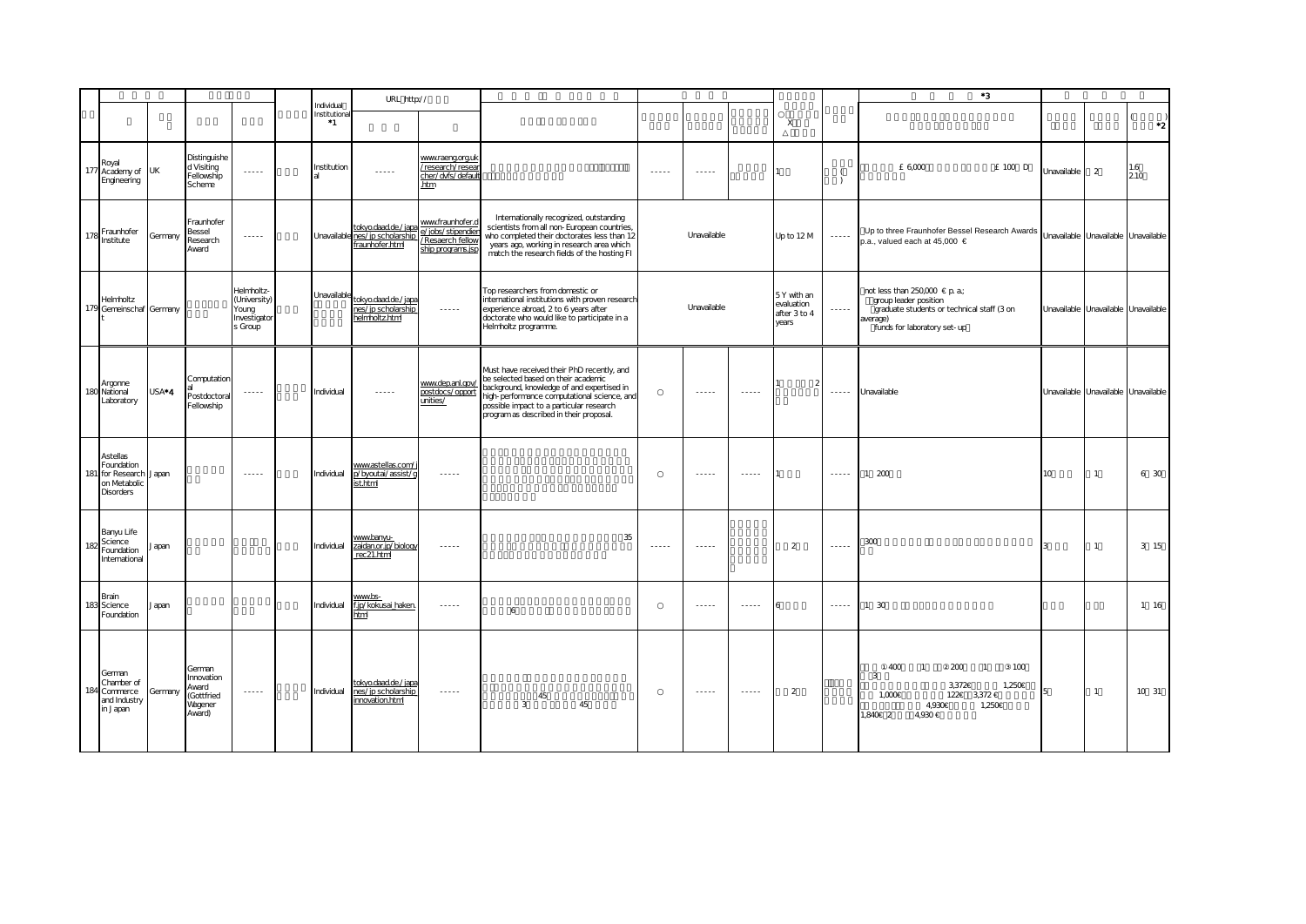| | | | | | | | URL http:// | | | | | | | | *3 | | | |
|---|---|---|---|---|---|---|---|---|---|---|---|---|---|---|---|---|---|---|
| | | | | | | Individual Institutional *1 | | | | | | | ○ X △ | | | | | ( ) *2 |
| 177 | Royal Academy of Engineering | UK | Distinguished Visiting Fellowship Scheme | ----- | | Institutional | ----- | www.raeng.org.uk/research/researcher/dvfs/default.htm | | ----- | ----- | | 1 | ( ) | £ 6,000 £ 100 D | Unavailable | 2 | 1.6 2.10 |
| 178 | Fraunhofer Institute | Germany | Fraunhofer Bessel Research Award | ----- | | Unavailable | tokyo.daad.de/japanes/jp scholarship fraunhofer.html | www.fraunhofer.de/jobs/stipendien/Resaerch fellowship programs.jsp | Internationally recognized, outstanding scientists from all non-European countries, who completed their doctorates less than 12 years ago, working in research area which match the research fields of the hosting FI | Unavailable | | | Up to 12 M | ----- | Up to three Fraunhofer Bessel Research Awards p.a., valued each at 45,000 € | Unavailable | Unavailable | Unavailable |
| 179 | Helmholtz Gemeinschaft | Germany | | Helmholtz-(University) Young Investigators Group | | Unavailable | tokyo.daad.de/japanes/jp scholarship helmholtz.html | ----- | Top researchers from domestic or international institutions with proven research experience abroad, 2 to 6 years after doctorate who would like to participate in a Helmholtz programme. | Unavailable | | | 5 Y with an evaluation after 3 to 4 years | ----- | not less than 250,000 € p. a.; group leader position graduate students or technical staff (3 on average) funds for laboratory set-up | Unavailable | Unavailable | Unavailable |
| 180 | Argonne National Laboratory | USA*4 | Computational Postdoctoral Fellowship | ----- | | Individual | ----- | www.dep.anl.gov/postdocs/opportunities/ | Must have received their PhD recently, and be selected based on their academic background, knowledge of and expertised in high-performance computational science, and possible impact to a particular research program as described in their proposal. | ○ | ----- | ----- | 1 2 | ----- | Unavailable | Unavailable | Unavailable | Unavailable |
| 181 | Astellas Foundation for Research on Metabolic Disorders | Japan | | ----- | | Individual | www.astellas.com/jp/byoutai/assist/gist.html | ----- | | ○ | ----- | ----- | 1 | ----- | 1 200 | 10 | 1 | 6 30 |
| 182 | Banyu Life Science Foundation International | Japan | | | | Individual | www.banyu-zaidan.or.jp/biology_rec21.html | ----- | 35 | ----- | ----- | | 2 | ----- | 300 | 3 | 1 | 3 15 |
| 183 | Brain Science Foundation | Japan | | | | Individual | www.bs-f.jp/kokusai_haken.html | ----- | 6 | ○ | ----- | ----- | 6 | ----- | 1 30 | | | 1 16 |
| 184 | German Chamber of Commerce and Industry in Japan | Germany | German Innovation Award (Gottfried Wagener Award) | ----- | | Individual | tokyo.daad.de/japanes/jp scholarship innovation.html | ----- | 45 3 45 | ○ | ----- | ----- | 2 | | ①400 1 ②200 1 ③100 3 3,372€ 1,250€ 1,000€ 122€ 3,372€ 4,930€ 1,250€ 1,840€ 2 4,930€ | 5 | 1 | 10 31 |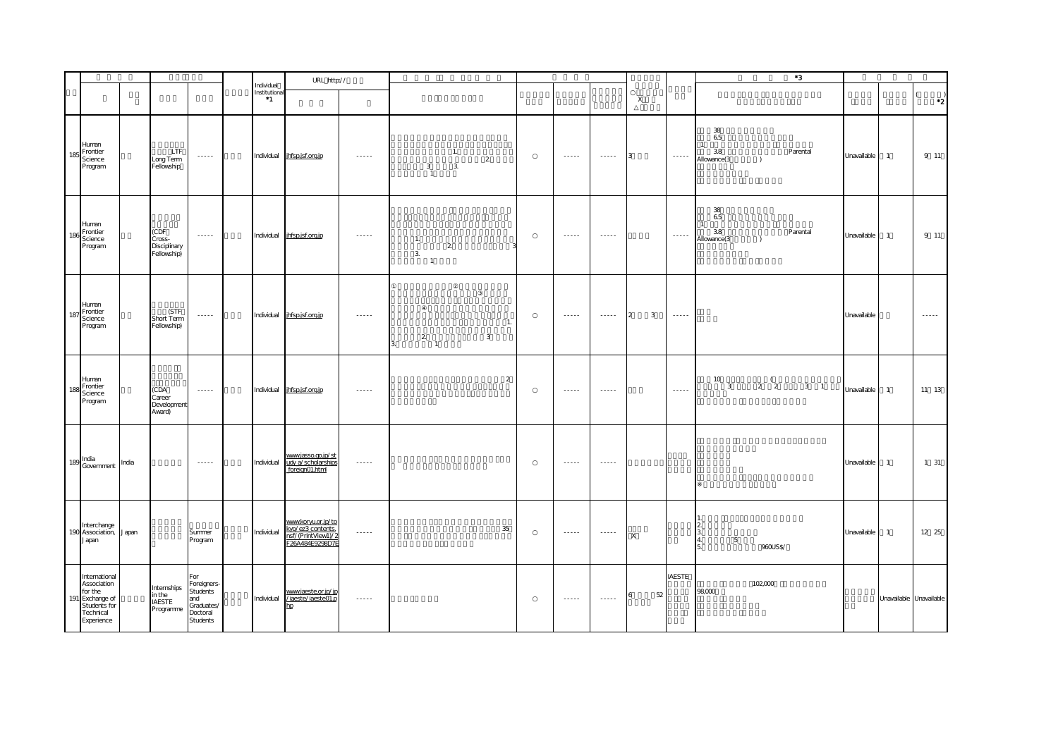| | | | | | | Individual Institutional *1 | URL http:// | | | | | | | | *3 | | | |
|---|---|---|---|---|---|---|---|---|---|---|---|---|---|---|---|---|---|---|
| | | | | | | | | | | | | | ○ X △ | | | | | ( ) *2 |
| 185 | Human Frontier Science Program | | LTF Long Term Fellowship | ----- | | Individual | jhfsp.jsf.or.jp | ----- | 1 2 3 3. 1 | ○ | ----- | ----- | 3 | ----- | 38 65 1 38 Parental Allowance(3 ) | Unavailable | 1 | 9 11 |
| 186 | Human Frontier Science Program | | (CDF Cross-Disciplinary Fellowship) | ----- | | Individual | jhfsp.jsf.or.jp | ----- | 1 2 3 3. 1 | ○ | ----- | ----- | | ----- | 38 65 1 38 Parental Allowance(3 ) | Unavailable | 1 | 9 11 |
| 187 | Human Frontier Science Program | | (STF Short Term Fellowship) | ----- | | Individual | jhfsp.jsf.or.jp | ----- | ① ② ③ ④ 1. 2 3 3 1 | ○ | ----- | ----- | 2 3 | ----- | | Unavailable | | ----- |
| 188 | Human Frontier Science Program | | (CDA Career Development Award) | ----- | | Individual | jhfsp.jsf.or.jp | ----- | 2 | ○ | ----- | ----- | | ----- | 10 ( 3 2 2 3 1 | Unavailable | 1 | 11 13 |
| 189 | India Government | India | | ----- | | Individual | www.jasso.go.jp/study_a/scholarships_foreign01.html | ----- | | ○ | ----- | ----- | | | ※ | Unavailable | 1 | 1 31 |
| 190 | Interchange Association, Japan | Japan | | Summer Program | | Individual | www.koryu.or.jp/tokyo/ez3_contents.nsf/(PrintView1)/2F26A484E9298D7E | ----- | 35 | ○ | ----- | ----- | X | | 1. 2 3 4 5 5 960US$/ | Unavailable | 1 | 12 25 |
| 191 | International Association for the Exchange of Students for Technical Experience | | Internships in the IAESTE Programme | For Foreigners-Students and Graduates/Doctoral Students | | Individual | www.iaeste.or.jp/jp/iaeste/iaeste01.php | ----- | | ○ | ----- | ----- | 6 52 | IAESTE | 102,000 98,000 | | Unavailable | Unavailable |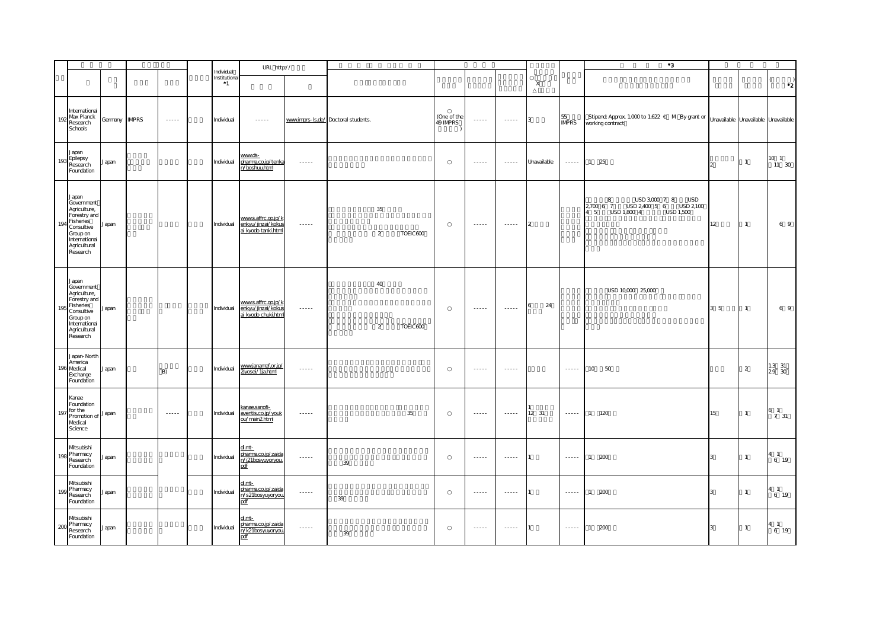| | | | | | Individual Institutional *1 | URL http:// | | | | | | | | *3 | | | |
|---|---|---|---|---|---|---|---|---|---|---|---|---|---|---|---|---|---|
| | | | | | | | | | | | | ○ X △ | | | | | ( *2 |
| 192 | International Max Planck Research Schools | Germany | IMPRS | ----- | Individual | ----- | www.imprs-ls.de/ | Doctoral students. | ○ (One of the 49 IMPRS ) | ----- | ----- | 3 | 55 IMPRS | Stipend: Approx. 1,000 to 1,622 € M By grant or working contract | Unavailable | Unavailable | Unavailable |
| 193 | Japan Epilepsy Research Foundation | Japan | | | Individual | www.ds-pharma.co.jp/tenkan/boshuu.html | ----- | | ○ | ----- | ----- | Unavailable | ----- | 1 25 | 2 | 1 | 10 1 11 30 |
| 194 | Japan Government Agriculture, Forestry and Fisheries Consultive Group on International Agricultural Research | Japan | | | Individual | www.s.affrc.go.jp/kenkyu/jinzai/kokusai kyodo tanki.html | ----- | 35 2 TOEIC600 | ○ | ----- | ----- | 2 | | 8 USD 3,000 7 8 USD 2,700 6 7 USD 2,400 5 6 USD 2,100 4 5 USD 1,800 4 USD 1,500 | 12 | 1 | 6 9 |
| 195 | Japan Government Agriculture, Forestry and Fisheries Consultive Group on International Agricultural Research | Japan | | | Individual | www.s.affrc.go.jp/kenkyu/jinzai/kokusai kyodo chuki.html | ----- | 40 2 TOEIC600 | ○ | ----- | ----- | 6 24 | | USD 10,000 25,000 | 3 5 | 1 | 6 9 |
| 196 | Japan-North America Medical Exchange Foundation | Japan | | B) | Individual | www.janamef.or.jp/2jyosei/1ja.html | ----- | | ○ | ----- | ----- | | ----- | 10 50 | | 2 | 1.3 31 2.9 30 |
| 197 | Kanae Foundation for the Promotion of Medical Science | Japan | | ----- | Individual | kanae.sanofi-aventis.co.jp/youkou/main2.html | ----- | 35 | ○ | ----- | ----- | 1 12 31 | ----- | 1 120 | 15 | 1 | 6 1 7 31 |
| 198 | Mitsubishi Pharmacy Research Foundation | Japan | | | Individual | di.mt-pharma.co.jp/zaidan/j21bosyuyoryou.pdf | ----- | 39 | ○ | ----- | ----- | 1 | ----- | 1 200 | 3 | 1 | 4 1 6 19 |
| 199 | Mitsubishi Pharmacy Research Foundation | Japan | | | Individual | di.mt-pharma.co.jp/zaidan/s21bosyuyoryou.pdf | ----- | 39 | ○ | ----- | ----- | 1 | ----- | 1 200 | 3 | 1 | 4 1 6 19 |
| 200 | Mitsubishi Pharmacy Research Foundation | Japan | | | Individual | di.mt-pharma.co.jp/zaidan/k21bosyuyoryou.pdf | ----- | 39 | ○ | ----- | ----- | 1 | ----- | 1 200 | 3 | 1 | 4 1 6 19 |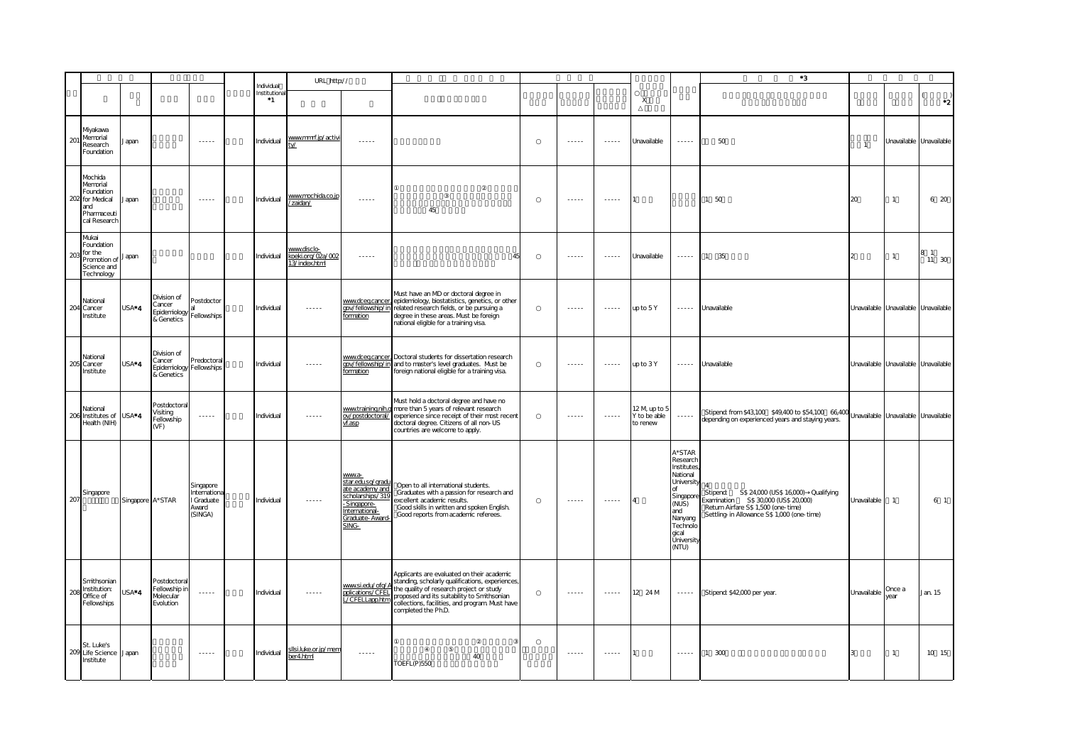| | | | | | | URL（http://） | | | | | | | | *3 | | | |
|---|---|---|---|---|---|---|---|---|---|---|---|---|---|---|---|---|---|
| | | | | | Individual／Institutional *1 | | | | | | | ○ X △ | | | | | ( ) *2 |
| 201 | Miyakawa Memorial Research Foundation | Japan | | ----- | Individual | www.mmf.jp/activity/ | ----- | | ○ | ----- | ----- | Unavailable | ----- | 50 | 1 | Unavailable | Unavailable |
| 202 | Mochida Memorial Foundation for Medical and Pharmaceutical Research | Japan | | ----- | Individual | www.mochida.co.jp/zaidan/ | ----- | ① ② ③ 45 | ○ | ----- | ----- | 1 | | 1 50 | 20 | 1 | 6 20 |
| 203 | Mukai Foundation for the Promotion of Science and Technology | Japan | | | Individual | www.disclo-koeki.org/02a/00213/index.html | ----- | 45 | ○ | ----- | ----- | Unavailable | ----- | 1 35 | 2 | 1 | 8 1 11 30 |
| 204 | National Cancer Institute | USA*4 | Division of Cancer Epidemiology & Genetics | Postdoctoral Fellowships | Individual | ----- | www.dceg.cancer.gov/fellowship/information | Must have an MD or doctoral degree in epidemiology, biostatistics, genetics, or other related research fields, or be pursuing a degree in these areas. Must be foreign national eligible for a training visa. | ○ | ----- | ----- | up to 5 Y | ----- | Unavailable | Unavailable | Unavailable | Unavailable |
| 205 | National Cancer Institute | USA*4 | Division of Cancer Epidemiology & Genetics | Predoctoral Fellowships | Individual | ----- | www.dceg.cancer.gov/fellowship/information | Doctoral students for dissertation research and to master's level graduates. Must be foreign national eligible for a training visa. | ○ | ----- | ----- | up to 3 Y | ----- | Unavailable | Unavailable | Unavailable | Unavailable |
| 206 | National Institutes of Health (NIH) | USA*4 | Postdoctoral Visiting Fellowship (VF) | ----- | Individual | ----- | www.training.nih.gov/postdoctoral/vf.asp | Must hold a doctoral degree and have no more than 5 years of relevant research experience since receipt of their most recent doctoral degree. Citizens of all non-US countries are welcome to apply. | ○ | ----- | ----- | 12 M, up to 5 Y to be able to renew | ----- | Stipend: from $43,100 $49,400 to $54,100 66,400 depending on experienced years and staying years. | Unavailable | Unavailable | Unavailable |
| 207 | Singapore | Singapore | A*STAR | Singapore International Graduate Award (SINGA) | Individual | ----- | www.a-star.edu.sg/graduate-academy and scholarships/319-Singapore-International-Graduate-Award-SING- | Open to all international students. Graduates with a passion for research and excellent academic results. Good skills in written and spoken English. Good reports from academic referees. | ○ | ----- | ----- | 4 | A*STAR Research Institutes, National University of Singapore (NUS) and Nanyang Technological University (NTU) | 4 Stipend: S$ 24,000 (US$ 16,000)→Qualifying Examination S$ 30,000 (US$ 20,000) Return Airfare S$ 1,500 (one-time) Settling-in Allowance S$ 1,000 (one-time) | Unavailable | 1 | 6 1 |
| 208 | Smithsonian Institution: Office of Fellowships | USA*4 | Postdoctoral Fellowship in Molecular Evolution | ----- | Individual | ----- | www.si.edu/ofg/Applications/CFELL/CFELLapp.htm | Applicants are evaluated on their academic standing, scholarly qualifications, experiences, the quality of research project or study proposed and its suitability to Smithsonian collections, facilities, and program. Must have completed the Ph.D. | ○ | ----- | ----- | 12 24 M | ----- | Stipend: $42,000 per year. | Unavailable | Once a year | Jan. 15 |
| 209 | St. Luke's Life Science Institute | Japan | | ----- | Individual | sllsi.luke.or.jp/member4.html | ----- | ① ② ③ ④ ⑤ 40 TOEFL(P)550 | ○ | ----- | ----- | 1 | ----- | 1 300 | 3 | 1 | 10 15 |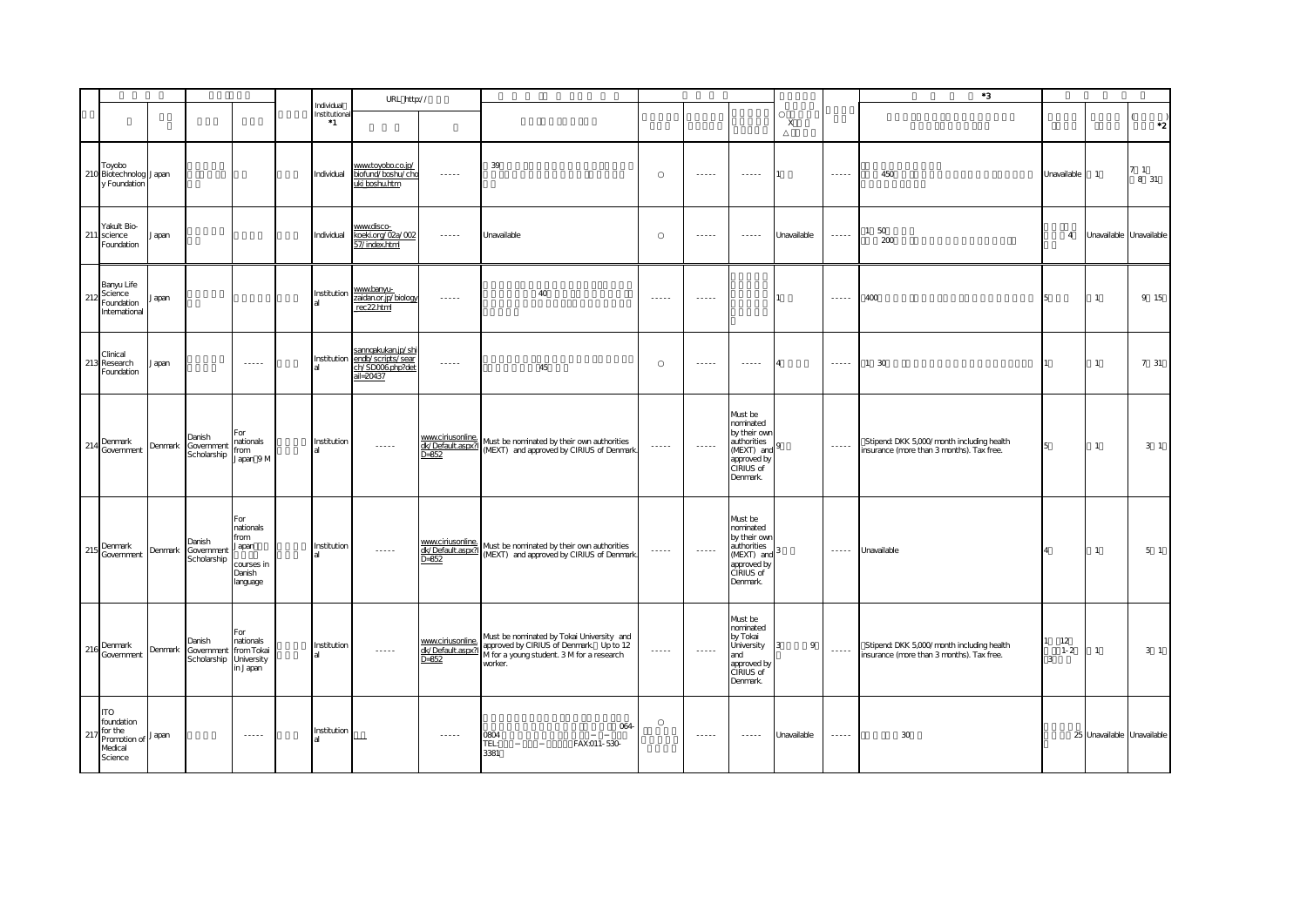| | | | | | | Individual Institutional *1 | URL http:// | | | | | | | | *3 | | | |
|---|---|---|---|---|---|---|---|---|---|---|---|---|---|---|---|---|---|---|
| | | | | | | | | | | | | | ○ X △ | | | | | ( ) *2 |
| 210 | Toyobo Biotechnology Foundation | Japan | | | | Individual | www.toyobo.co.jp/biofund/boshu/choki_boshu.htm | ----- | 39 | ○ | ----- | ----- | 1 | ----- | 450 | Unavailable | 1 | 7 1 8 31 |
| 211 | Yakult Bio-science Foundation | Japan | | | | Individual | www.disco-koeki.org/02a/00257/index.html | ----- | Unavailable | ○ | ----- | ----- | Unavailable | ----- | 1 50 200 | 4 | Unavailable | Unavailable |
| 212 | Banyu Life Science Foundation International | Japan | | | | Institutional | www.banyu-zaidan.or.jp/biology_rec22.html | ----- | 40 | ----- | ----- | | 1 | ----- | 400 | 5 | 1 | 9 15 |
| 213 | Clinical Research Foundation | Japan | | ----- | | Institutional | sanngakukan.jp/shiendb/scripts/search/SD006.php?detail=20437 | ----- | 45 | ○ | ----- | ----- | 4 | ----- | 1 30 | 1 | 1 | 7 31 |
| 214 | Denmark Government | Denmark | Danish Government Scholarship | For nationals from Japan 9 M | | Institutional | ----- | www.ciriusonline.dk/Default.aspx?ID=852 | Must be nominated by their own authorities (MEXT) and approved by CIRIUS of Denmark. | ----- | ----- | Must be nominated by their own authorities (MEXT) and approved by CIRIUS of Denmark. | 9 | ----- | Stipend: DKK 5,000/month including health insurance (more than 3 months). Tax free. | 5 | 1 | 3 1 |
| 215 | Denmark Government | Denmark | Danish Government Scholarship | For nationals from Japan courses in Danish language | | Institutional | ----- | www.ciriusonline.dk/Default.aspx?ID=852 | Must be nominated by their own authorities (MEXT) and approved by CIRIUS of Denmark. | ----- | ----- | Must be nominated by their own authorities (MEXT) and approved by CIRIUS of Denmark. | 3 | ----- | Unavailable | 4 | 1 | 5 1 |
| 216 | Denmark Government | Denmark | Danish Government Scholarship | For nationals from Tokai University in Japan | | Institutional | ----- | www.ciriusonline.dk/Default.aspx?ID=852 | Must be nominated by Tokai University and approved by CIRIUS of Denmark. Up to 12 M for a young student. 3 M for a research worker. | ----- | ----- | Must be nominated by Tokai University and approved by CIRIUS of Denmark. | 3 9 | ----- | Stipend: DKK 5,000/month including health insurance (more than 3 months). Tax free. | 1 12 1-2 3 | 1 | 3 1 |
| 217 | ITO foundation for the Promotion of Medical Science | Japan | | ----- | | Institutional | | ----- | 064-0804 TEL: – – FAX:011-530-3381 | ○ | ----- | ----- | Unavailable | ----- | 30 | 25 | Unavailable | Unavailable |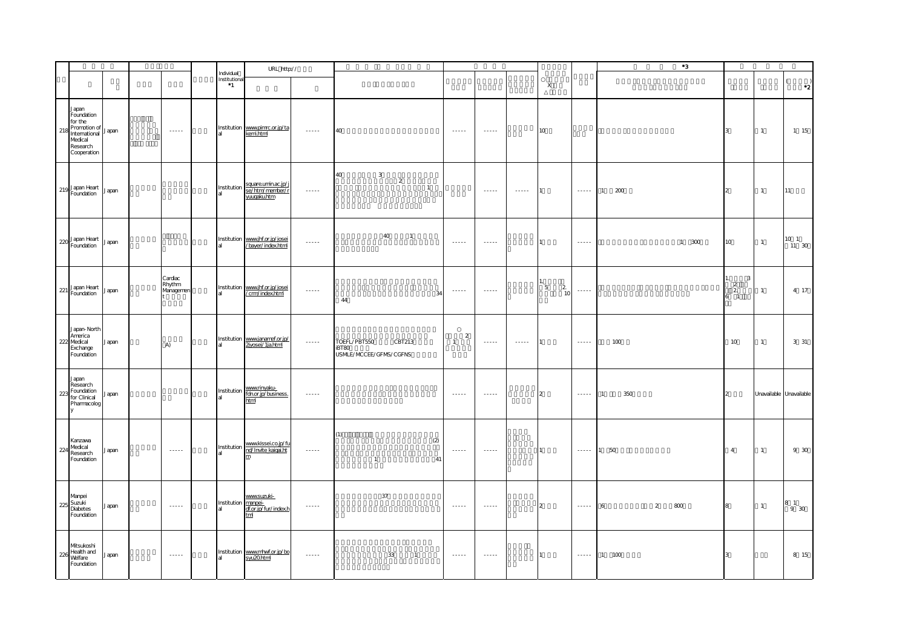| | | | | | | Individual/ Institutional *1 | URL http:// | | | | | | ○ X △ | | *3 | | | ( *2 |
|---|---|---|---|---|---|---|---|---|---|---|---|---|---|---|---|---|---|---|
| 218 | Japan Foundation for the Promotion of International Medical Research Cooperation | Japan | | ----- | | Institutional | www.pimrc.or.jp/takeni.html | ----- | 40 | ----- | ----- | | 10 | | | 3 | 1 | 1 15 |
| 219 | Japan Heart Foundation | Japan | | | | Institutional | square.umin.ac.jp/jse/html/member/ryuugaku.htm | ----- | 40 3 2 1 | | ----- | ----- | 1 | ----- | 1 200 | 2 | 1 | 11 |
| 220 | Japan Heart Foundation | Japan | | | | Institutional | www.jhf.or.jp/josei/bayer/index.html | ----- | 40 1 | ----- | ----- | | 1 | ----- | 1 300 | 10 | 1 | 10 1 11 30 |
| 221 | Japan Heart Foundation | Japan | | Cardiac Rhythm Management | | Institutional | www.jhf.or.jp/josei/crm/index.html | ----- | 34 44 | ----- | ----- | | 1 5 2 10 | ----- | | 1 3 2 2 6 1 | 1 | 4 17 |
| 222 | Japan-North America Medical Exchange Foundation | Japan | | A) | | Institutional | www.janamef.or.jp/2jyosei/1ja.html | ----- | TOEFL/PBT550 CBT213 iBT80 USMLE/MCCEE/GFMS/CGFNS | ○ 2 1 | ----- | ----- | 1 | ----- | 100 | 10 | 1 | 3 31 |
| 223 | Japan Research Foundation for Clinical Pharmacology | Japan | | | | Institutional | www.rinyaku-fdn.or.jp/business.html | ----- | | ----- | ----- | | 2 | ----- | 1 350 | 2 | Unavailable | Unavailable |
| 224 | Kanzawa Medical Research Foundation | Japan | | ----- | | Institutional | www.kissei.co.jp/fund/Invite kaigai.htm | ----- | (1) (2) 1 41 | ----- | ----- | | 1 | ----- | 1 50 | 4 | 1 | 9 30 |
| 225 | Manpei Suzuki Diabetes Foundation | Japan | | ----- | | Institutional | www.suzuki-manpei-df.or.jp/fur/index.html | ----- | 37 | ----- | ----- | | 2 | ----- | 6 2 800 | 8 | 1 | 8 1 9 30 |
| 226 | Mitsukoshi Health and Welfare Foundation | Japan | | ----- | | Institutional | www.mhwf.or.jp/bosyu20.html | ----- | 33 1 | ----- | ----- | | 1 | ----- | 1 100 | 3 | | 8 15 |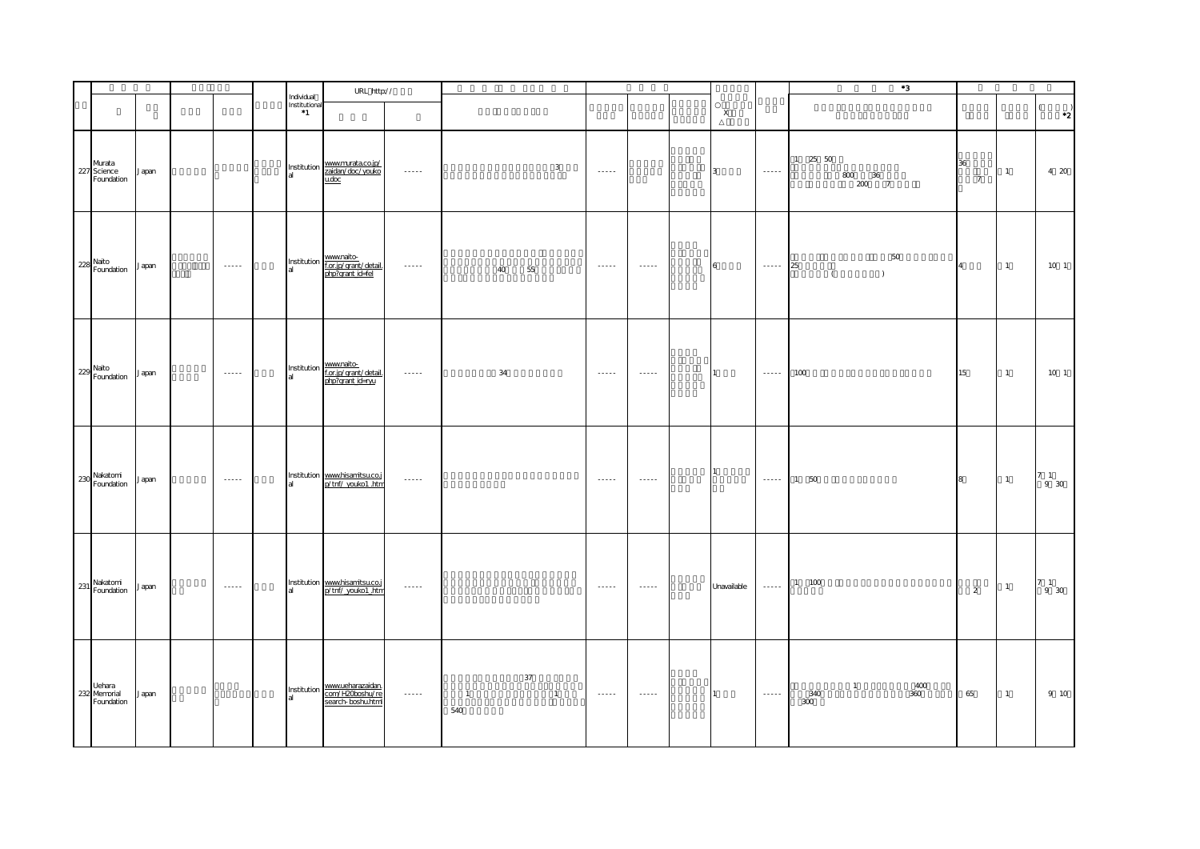| | | | | | | Individual Institutional *1 | URL http:// | | | | | | | | *3 | | | |
|---|---|---|---|---|---|---|---|---|---|---|---|---|---|---|---|---|---|---|
| | | | | | | | | | | | | | ○ X △ | | | | | ( ) *2 |
| 227 | Murata Science Foundation | Japan | | | | Institutional | www.murata.co.jp/zaidan/doc/youkou.doc | ----- | 3 | ----- | | | 3 | ----- | 1 25 50 800 36 200 7 | 36 7 | 1 | 4 20 |
| 228 | Naito Foundation | Japan | | ----- | | Institutional | www.naito-f.or.jp/grant/detail.php?grant_id=fel | ----- | 40 55 | ----- | ----- | | 6 | ----- | 50 25 ( ) | 4 | 1 | 10 1 |
| 229 | Naito Foundation | Japan | | ----- | | Institutional | www.naito-f.or.jp/grant/detail.php?grant_id=ryu | ----- | 34 | ----- | ----- | | 1 | ----- | 100 | 15 | 1 | 10 1 |
| 230 | Nakatomi Foundation | Japan | | ----- | | Institutional | www.hisamitsu.co.jp/tnf/youko1.htm | ----- | | ----- | ----- | | 1 | ----- | 1 50 | 8 | 1 | 7 1 9 30 |
| 231 | Nakatomi Foundation | Japan | | ----- | | Institutional | www.hisamitsu.co.jp/tnf/youko1.htm | ----- | | ----- | ----- | | Unavailable | ----- | 1 100 | 2 | 1 | 7 1 9 30 |
| 232 | Uehara Memorial Foundation | Japan | | | | Institutional | www.uehara-zaidan.com/H20boshu/research-boshu.html | ----- | 37 1 1 540 | ----- | ----- | | 1 | ----- | 1 400 340 360 300 | 65 | 1 | 9 10 |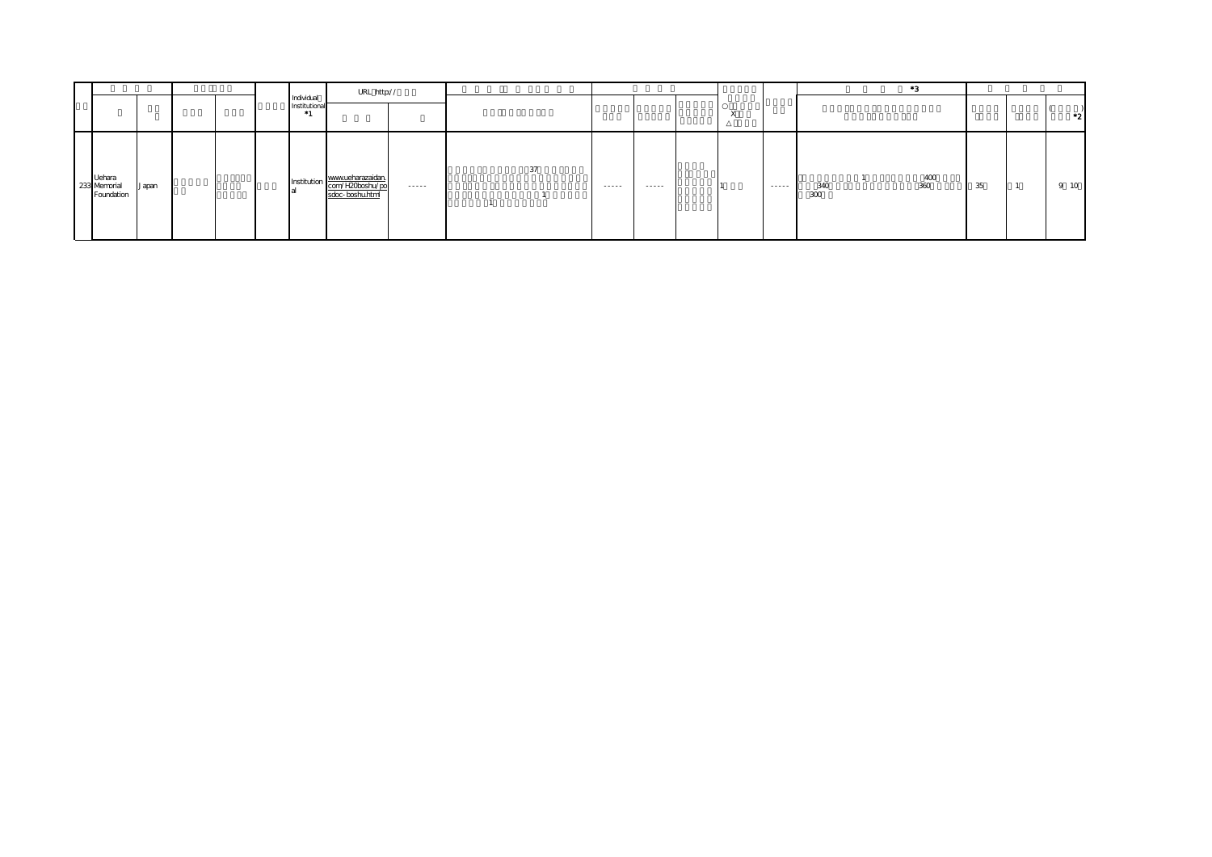| | | | | | | Individual／Institutional *1 | URL（http://） | | | | | | | | *3 | | | |
|---|---|---|---|---|---|---|---|---|---|---|---|---|---|---|---|---|---|---|
| | | | | | | | | | | | | | ○ X △ | | | | | ( ) *2 |
| 233 | Uehara Memorial Foundation | Japan | | | | Institutional | www.ueharazaidan.com/H20boshu/posdoc-boshu.html | ----- | 37 1 1 | ----- | ----- | | 1 | ----- | 1 400 340 360 300 | 35 | 1 | 9 10 |